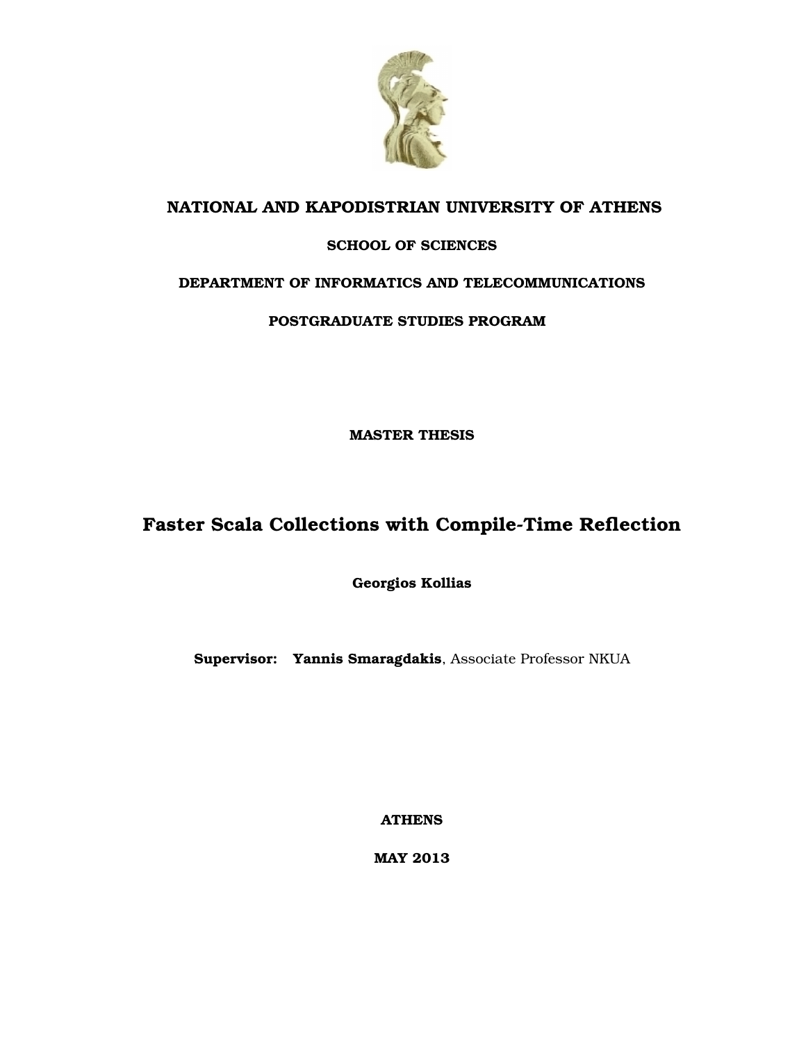**NATIONAL AND KAPODISTRIAN UNIVERSITY OF ATHENS**

**SCHOOL OF SCIENCES**

**DEPARTMENT OF INFORMATICS AND TELECOMMUNICATIONS**

**POSTGRADUATE STUDIES PROGRAM**

**MASTER THESIS**

# Faster Scala Collections with Compile-Time Reflection

**Georgios Kollias**

**Supervisor:** **Yannis Smaragdakis**, Associate Professor NKUA

**ATHENS**

**MAY 2013**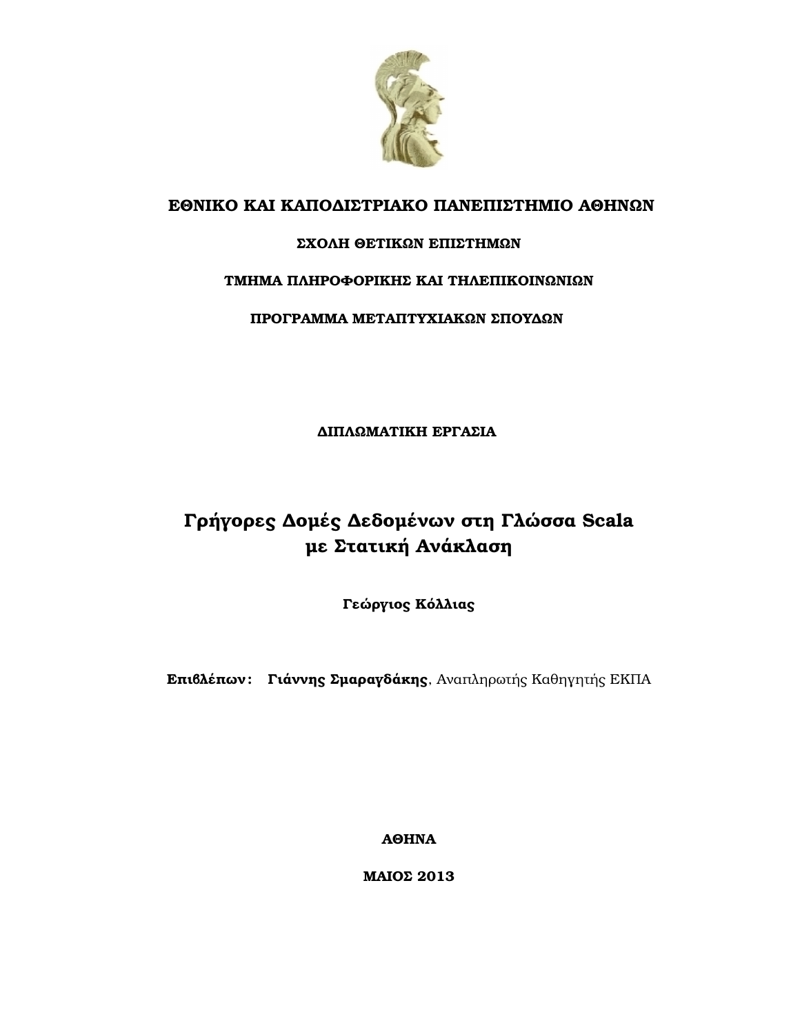**ΕΘΝΙΚΟ ΚΑΙ ΚΑΠΟΔΙΣΤΡΙΑΚΟ ΠΑΝΕΠΙΣΤΗΜΙΟ ΑΘΗΝΩΝ**

**ΣΧΟΛΗ ΘΕΤΙΚΩΝ ΕΠΙΣΤΗΜΩΝ**

**ΤΜΗΜΑ ΠΛΗΡΟΦΟΡΙΚΗΣ ΚΑΙ ΤΗΛΕΠΙΚΟΙΝΩΝΙΩΝ**

**ΠΡΟΓΡΑΜΜΑ ΜΕΤΑΠΤΥΧΙΑΚΩΝ ΣΠΟΥΔΩΝ**

**ΔΙΠΛΩΜΑΤΙΚΗ ΕΡΓΑΣΙΑ**

# Γρήγορες Δομές Δεδομένων στη Γλώσσα Scala με Στατική Ανάκλαση

**Γεώργιος Κόλλιας**

**Επιβλέπων:** **Γιάννης Σμαραγδάκης**, Αναπληρωτής Καθηγητής ΕΚΠΑ

**ΑΘΗΝΑ**

**ΜΑΙΟΣ 2013**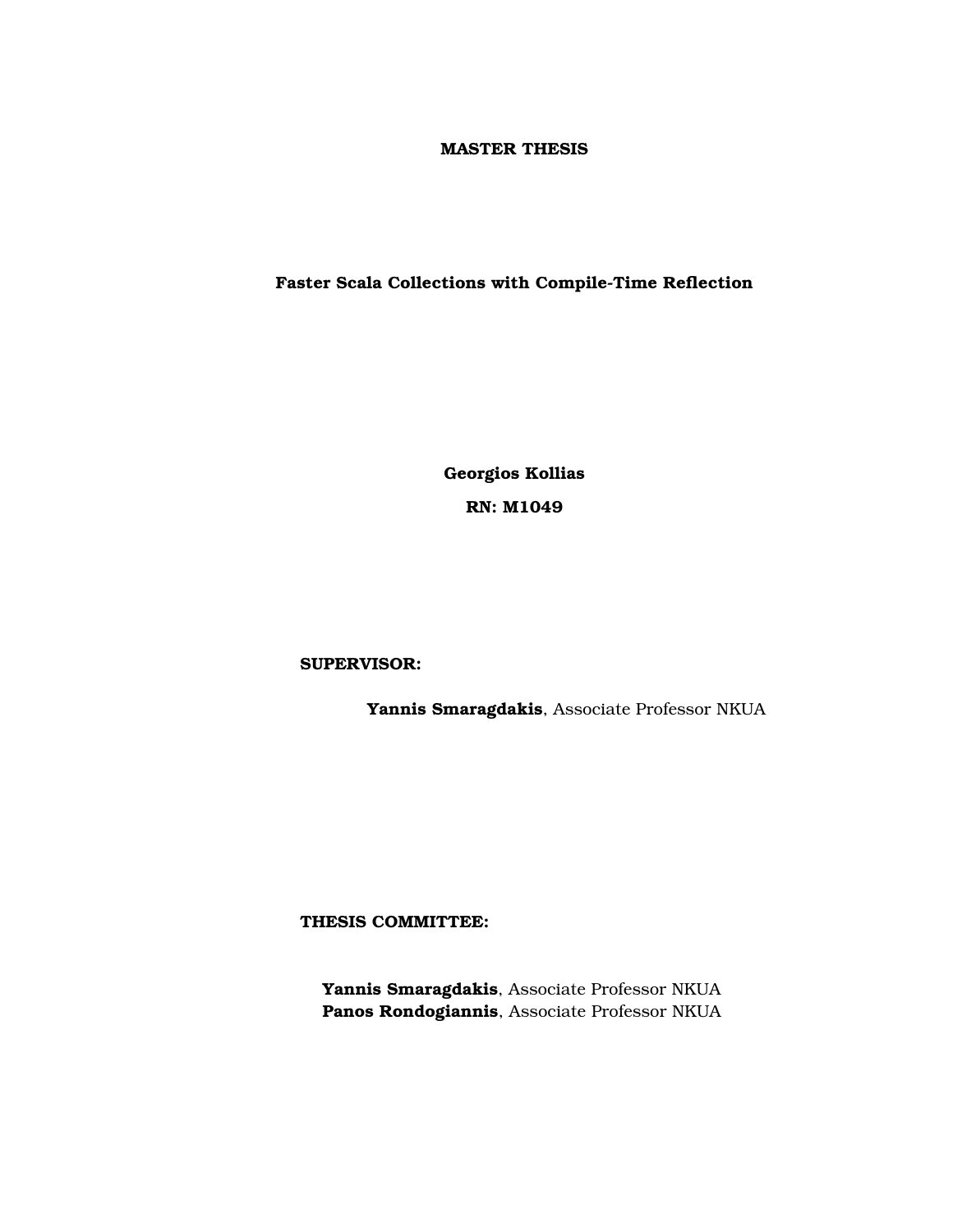**MASTER THESIS**

**Faster Scala Collections with Compile-Time Reflection**

**Georgios Kollias**

**RN: M1049**

**SUPERVISOR:**

**Yannis Smaragdakis**, Associate Professor NKUA

**THESIS COMMITTEE:**

**Yannis Smaragdakis**, Associate Professor NKUA
**Panos Rondogiannis**, Associate Professor NKUA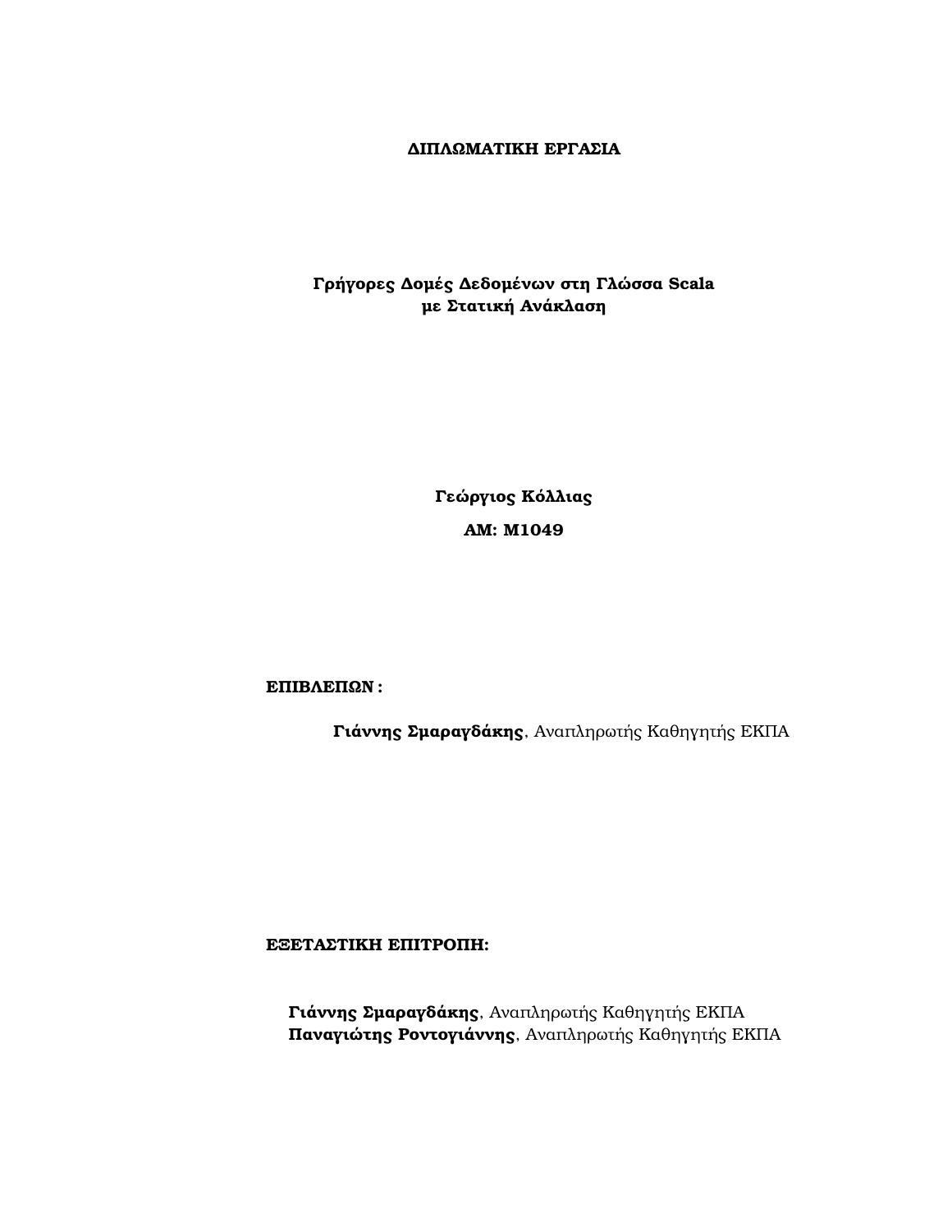**ΔΙΠΛΩΜΑΤΙΚΗ ΕΡΓΑΣΙΑ**

# Γρήγορες Δομές Δεδομένων στη Γλώσσα Scala με Στατική Ανάκλαση

**Γεώργιος Κόλλιας**

**ΑΜ: M1049**

**ΕΠΙΒΛΕΠΩΝ :**

**Γιάννης Σμαραγδάκης**, Αναπληρωτής Καθηγητής ΕΚΠΑ

**ΕΞΕΤΑΣΤΙΚΗ ΕΠΙΤΡΟΠΗ:**

**Γιάννης Σμαραγδάκης**, Αναπληρωτής Καθηγητής ΕΚΠΑ
**Παναγιώτης Ροντογιάννης**, Αναπληρωτής Καθηγητής ΕΚΠΑ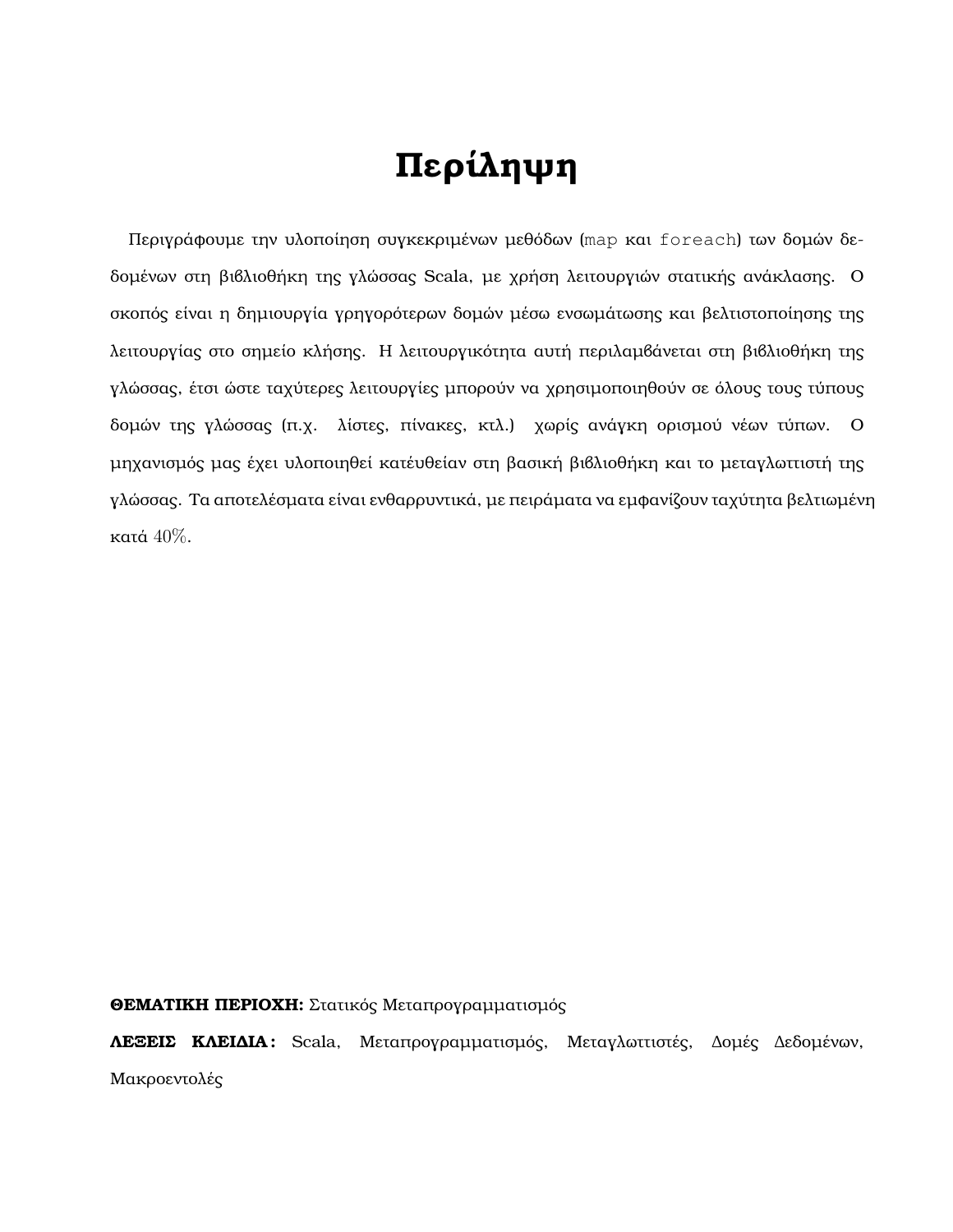# Περίληψη

Περιγράφουμε την υλοποίηση συγκεκριμένων μεθόδων (`map` και `foreach`) των δομών δεδομένων στη βιβλιοθήκη της γλώσσας Scala, με χρήση λειτουργιών στατικής ανάκλασης. Ο σκοπός είναι η δημιουργία γρηγορότερων δομών μέσω ενσωμάτωσης και βελτιστοποίησης της λειτουργίας στο σημείο κλήσης. Η λειτουργικότητα αυτή περιλαμβάνεται στη βιβλιοθήκη της γλώσσας, έτσι ώστε ταχύτερες λειτουργίες μπορούν να χρησιμοποιηθούν σε όλους τους τύπους δομών της γλώσσας (π.χ. λίστες, πίνακες, κτλ.) χωρίς ανάγκη ορισμού νέων τύπων. Ο μηχανισμός μας έχει υλοποιηθεί κατέυθείαν στη βασική βιβλιοθήκη και το μεταγλωττιστή της γλώσσας. Τα αποτελέσματα είναι ενθαρρυντικά, με πειράματα να εμφανίζουν ταχύτητα βελτιωμένη κατά $40\%$.

**ΘΕΜΑΤΙΚΗ ΠΕΡΙΟΧΗ:** Στατικός Μεταπρογραμματισμός

**ΛΕΞΕΙΣ ΚΛΕΙΔΙΑ:** Scala, Μεταπρογραμματισμός, Μεταγλωττιστές, Δομές Δεδομένων, Μακροεντολές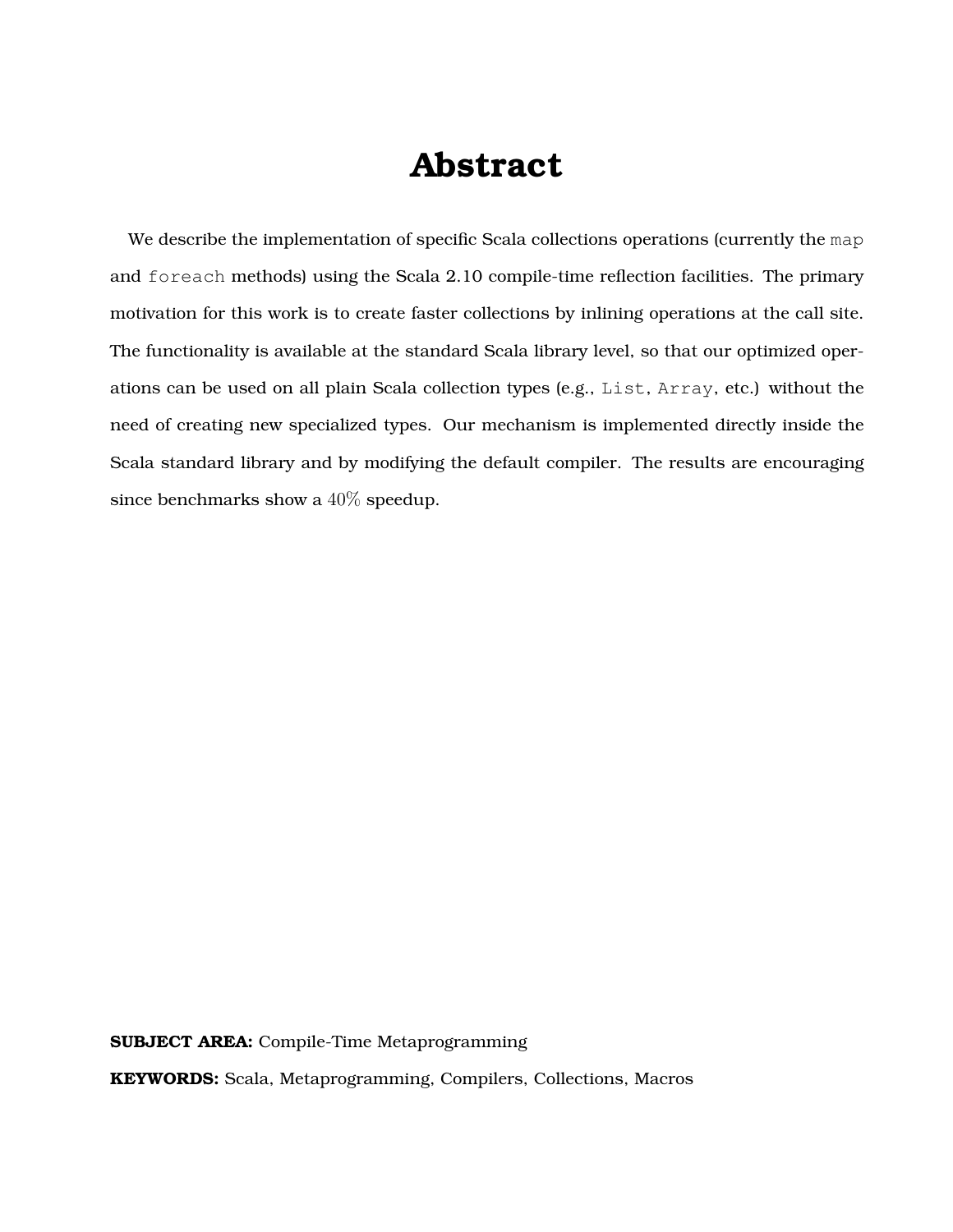# Abstract

We describe the implementation of specific Scala collections operations (currently the `map` and `foreach` methods) using the Scala 2.10 compile-time reflection facilities. The primary motivation for this work is to create faster collections by inlining operations at the call site. The functionality is available at the standard Scala library level, so that our optimized operations can be used on all plain Scala collection types (e.g., `List`, `Array`, etc.) without the need of creating new specialized types. Our mechanism is implemented directly inside the Scala standard library and by modifying the default compiler. The results are encouraging since benchmarks show a $40\%$ speedup.

**SUBJECT AREA:** Compile-Time Metaprogramming

**KEYWORDS:** Scala, Metaprogramming, Compilers, Collections, Macros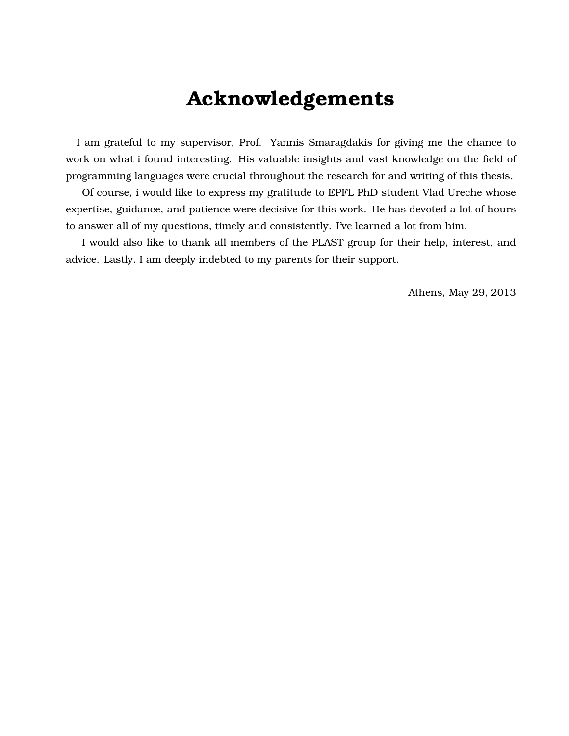# Acknowledgements

I am grateful to my supervisor, Prof. Yannis Smaragdakis for giving me the chance to work on what i found interesting. His valuable insights and vast knowledge on the field of programming languages were crucial throughout the research for and writing of this thesis.

Of course, i would like to express my gratitude to EPFL PhD student Vlad Ureche whose expertise, guidance, and patience were decisive for this work. He has devoted a lot of hours to answer all of my questions, timely and consistently. I've learned a lot from him.

I would also like to thank all members of the PLAST group for their help, interest, and advice. Lastly, I am deeply indebted to my parents for their support.

Athens, May 29, 2013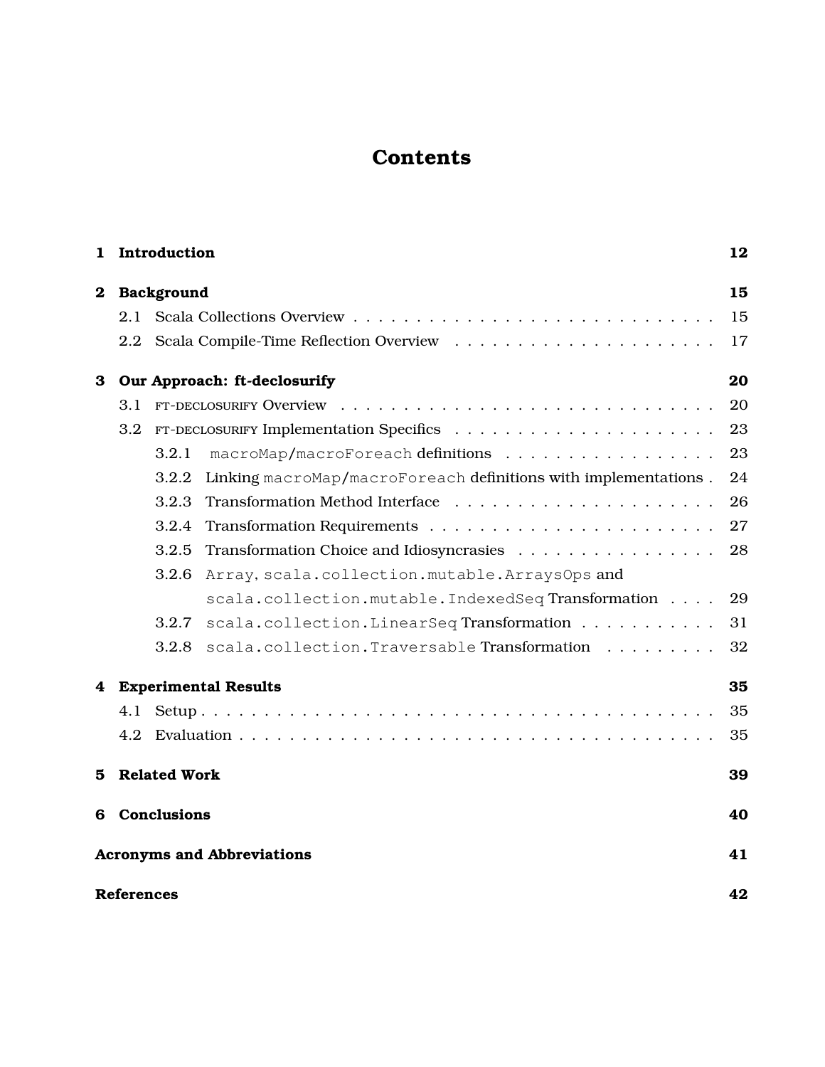# Contents

**1 Introduction** **12**

**2 Background** **15**

2.1 Scala Collections Overview . . . . . . . . . . . . . . . . . . . . . . . . . . . . . 15

2.2 Scala Compile-Time Reflection Overview . . . . . . . . . . . . . . . . . . . . . 17

**3 Our Approach: ft-declosurify** **20**

3.1 FT-DECLOSURIFY Overview . . . . . . . . . . . . . . . . . . . . . . . . . . . . . 20

3.2 FT-DECLOSURIFY Implementation Specifics . . . . . . . . . . . . . . . . . . . . 23

3.2.1 `macroMap`/`macroForeach` definitions . . . . . . . . . . . . . . . . . . 23

3.2.2 Linking `macroMap`/`macroForeach` definitions with implementations . 24

3.2.3 Transformation Method Interface . . . . . . . . . . . . . . . . . . . . 26

3.2.4 Transformation Requirements . . . . . . . . . . . . . . . . . . . . . . 27

3.2.5 Transformation Choice and Idiosyncrasies . . . . . . . . . . . . . . . . 28

3.2.6 `Array`, `scala.collection.mutable.ArraysOps` and `scala.collection.mutable.IndexedSeq` Transformation . . . . 29

3.2.7 `scala.collection.LinearSeq` Transformation . . . . . . . . . . . 31

3.2.8 `scala.collection.Traversable` Transformation . . . . . . . . . 32

**4 Experimental Results** **35**

4.1 Setup . . . . . . . . . . . . . . . . . . . . . . . . . . . . . . . . . . . . . . . . 35

4.2 Evaluation . . . . . . . . . . . . . . . . . . . . . . . . . . . . . . . . . . . . . 35

**5 Related Work** **39**

**6 Conclusions** **40**

**Acronyms and Abbreviations** **41**

**References** **42**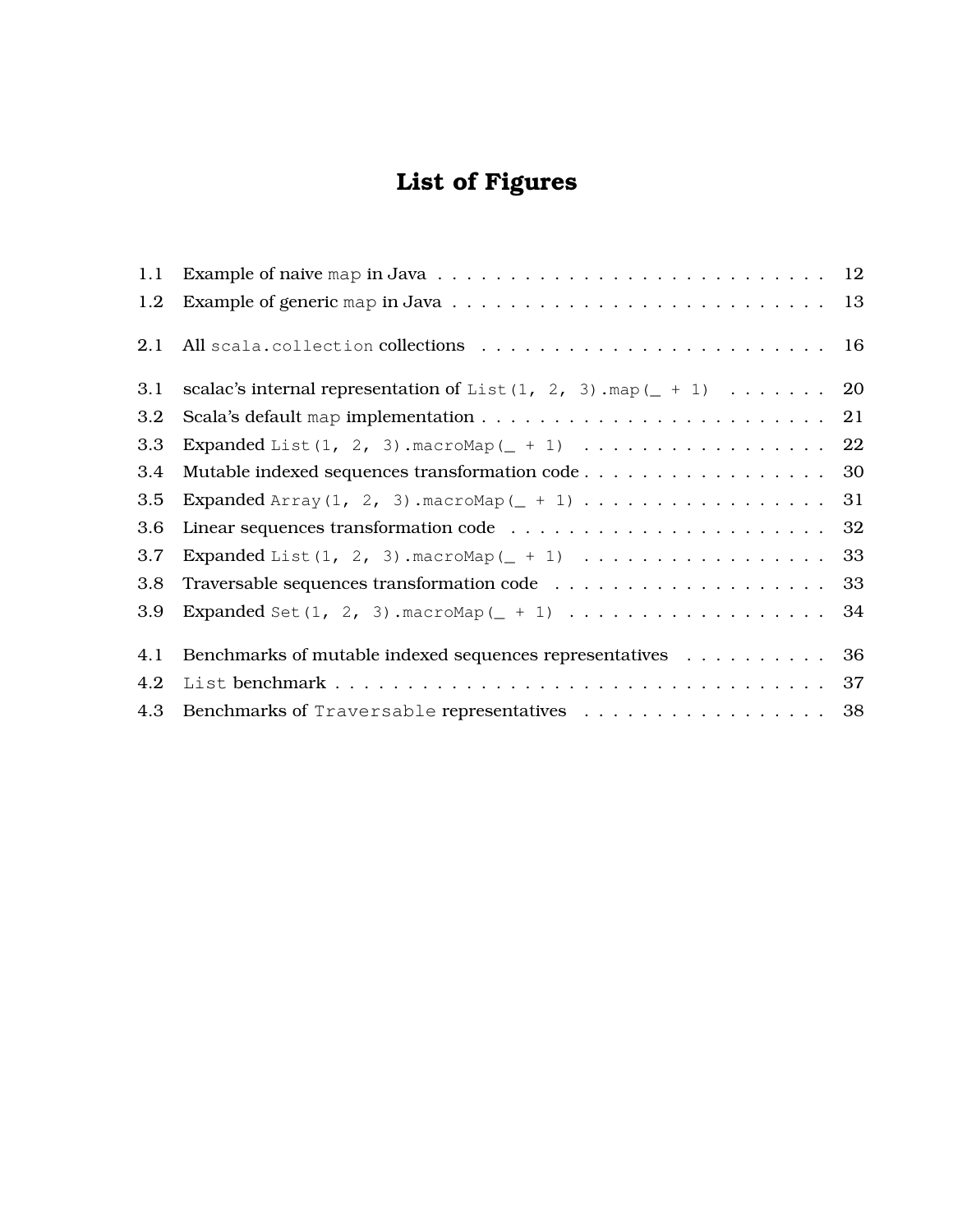# List of Figures

| | | |
|---|---|---|
| 1.1 | Example of naive `map` in Java | 12 |
| 1.2 | Example of generic `map` in Java | 13 |
| 2.1 | All `scala.collection` collections | 16 |
| 3.1 | scalac's internal representation of `List(1, 2, 3).map(_ + 1)` | 20 |
| 3.2 | Scala's default `map` implementation | 21 |
| 3.3 | Expanded `List(1, 2, 3).macroMap(_ + 1)` | 22 |
| 3.4 | Mutable indexed sequences transformation code | 30 |
| 3.5 | Expanded `Array(1, 2, 3).macroMap(_ + 1)` | 31 |
| 3.6 | Linear sequences transformation code | 32 |
| 3.7 | Expanded `List(1, 2, 3).macroMap(_ + 1)` | 33 |
| 3.8 | Traversable sequences transformation code | 33 |
| 3.9 | Expanded `Set(1, 2, 3).macroMap(_ + 1)` | 34 |
| 4.1 | Benchmarks of mutable indexed sequences representatives | 36 |
| 4.2 | `List` benchmark | 37 |
| 4.3 | Benchmarks of `Traversable` representatives | 38 |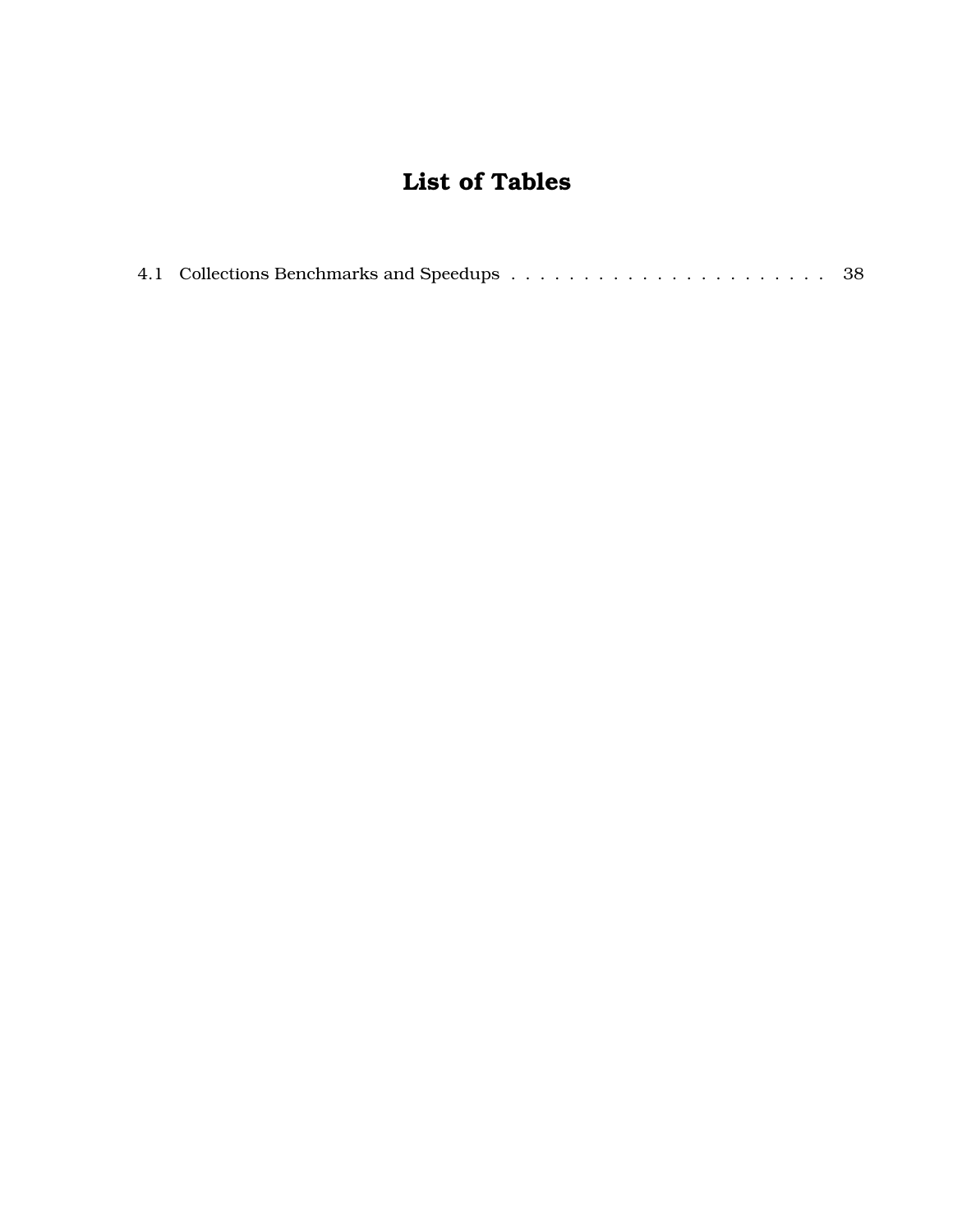# List of Tables

4.1 Collections Benchmarks and Speedups . . . . . . . . . . . . . . . . . . . . . . 38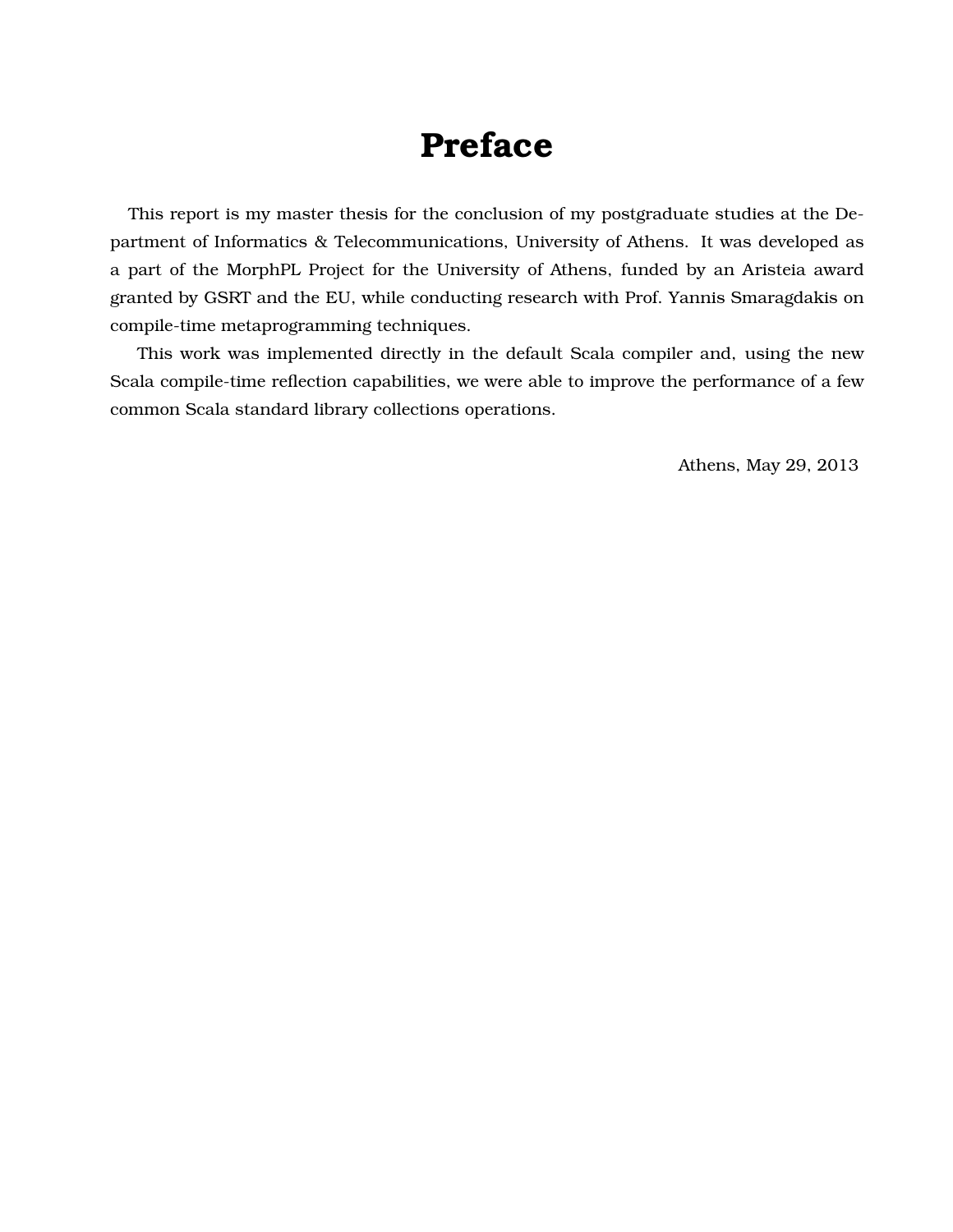# Preface

This report is my master thesis for the conclusion of my postgraduate studies at the Department of Informatics & Telecommunications, University of Athens. It was developed as a part of the MorphPL Project for the University of Athens, funded by an Aristeia award granted by GSRT and the EU, while conducting research with Prof. Yannis Smaragdakis on compile-time metaprogramming techniques.

This work was implemented directly in the default Scala compiler and, using the new Scala compile-time reflection capabilities, we were able to improve the performance of a few common Scala standard library collections operations.

Athens, May 29, 2013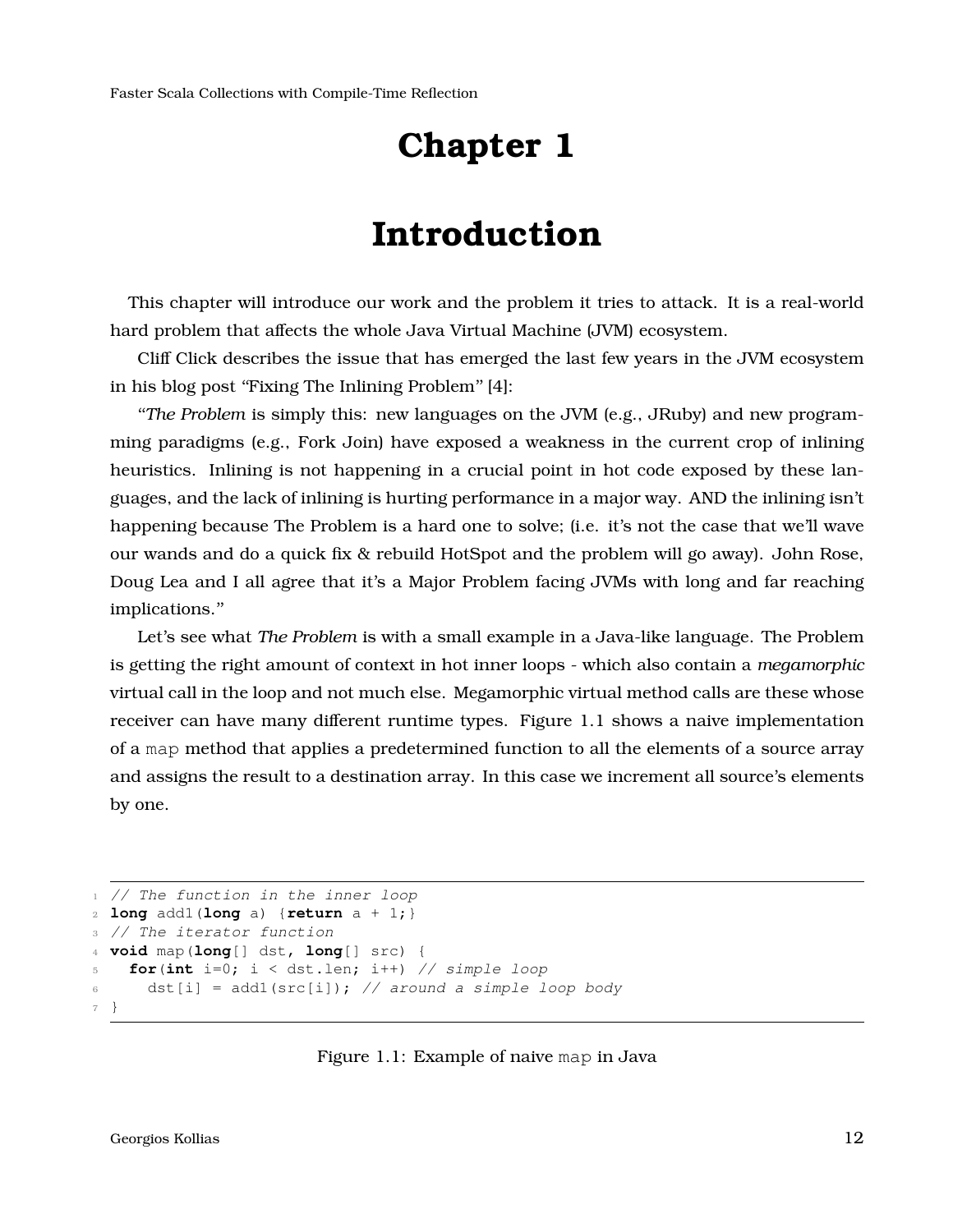# Chapter 1

# Introduction

This chapter will introduce our work and the problem it tries to attack. It is a real-world hard problem that affects the whole Java Virtual Machine (JVM) ecosystem.

Cliff Click describes the issue that has emerged the last few years in the JVM ecosystem in his blog post "Fixing The Inlining Problem" [4]:

"*The Problem* is simply this: new languages on the JVM (e.g., JRuby) and new programming paradigms (e.g., Fork Join) have exposed a weakness in the current crop of inlining heuristics. Inlining is not happening in a crucial point in hot code exposed by these languages, and the lack of inlining is hurting performance in a major way. AND the inlining isn't happening because The Problem is a hard one to solve; (i.e. it's not the case that we'll wave our wands and do a quick fix & rebuild HotSpot and the problem will go away). John Rose, Doug Lea and I all agree that it's a Major Problem facing JVMs with long and far reaching implications."

Let's see what *The Problem* is with a small example in a Java-like language. The Problem is getting the right amount of context in hot inner loops - which also contain a *megamorphic* virtual call in the loop and not much else. Megamorphic virtual method calls are these whose receiver can have many different runtime types. Figure 1.1 shows a naive implementation of a `map` method that applies a predetermined function to all the elements of a source array and assigns the result to a destination array. In this case we increment all source's elements by one.

```
// The function in the inner loop
long add1(long a) {return a + 1;}
// The iterator function
void map(long[] dst, long[] src) {
  for(int i=0; i < dst.len; i++) // simple loop
    dst[i] = add1(src[i]); // around a simple loop body
}
```

Figure 1.1: Example of naive `map` in Java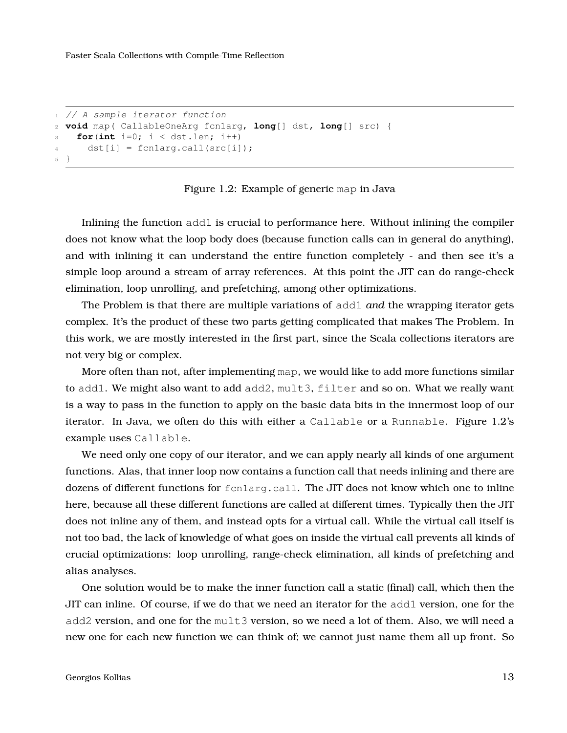```java
// A sample iterator function
void map( CallableOneArg fcn1arg, long[] dst, long[] src) {
  for(int i=0; i < dst.len; i++)
    dst[i] = fcn1arg.call(src[i]);
}
```

Figure 1.2: Example of generic `map` in Java

Inlining the function `add1` is crucial to performance here. Without inlining the compiler does not know what the loop body does (because function calls can in general do anything), and with inlining it can understand the entire function completely - and then see it's a simple loop around a stream of array references. At this point the JIT can do range-check elimination, loop unrolling, and prefetching, among other optimizations.

The Problem is that there are multiple variations of `add1` *and* the wrapping iterator gets complex. It's the product of these two parts getting complicated that makes The Problem. In this work, we are mostly interested in the first part, since the Scala collections iterators are not very big or complex.

More often than not, after implementing `map`, we would like to add more functions similar to `add1`. We might also want to add `add2`, `mult3`, `filter` and so on. What we really want is a way to pass in the function to apply on the basic data bits in the innermost loop of our iterator. In Java, we often do this with either a `Callable` or a `Runnable`. Figure 1.2's example uses `Callable`.

We need only one copy of our iterator, and we can apply nearly all kinds of one argument functions. Alas, that inner loop now contains a function call that needs inlining and there are dozens of different functions for `fcn1arg.call`. The JIT does not know which one to inline here, because all these different functions are called at different times. Typically then the JIT does not inline any of them, and instead opts for a virtual call. While the virtual call itself is not too bad, the lack of knowledge of what goes on inside the virtual call prevents all kinds of crucial optimizations: loop unrolling, range-check elimination, all kinds of prefetching and alias analyses.

One solution would be to make the inner function call a static (final) call, which then the JIT can inline. Of course, if we do that we need an iterator for the `add1` version, one for the `add2` version, and one for the `mult3` version, so we need a lot of them. Also, we will need a new one for each new function we can think of; we cannot just name them all up front. So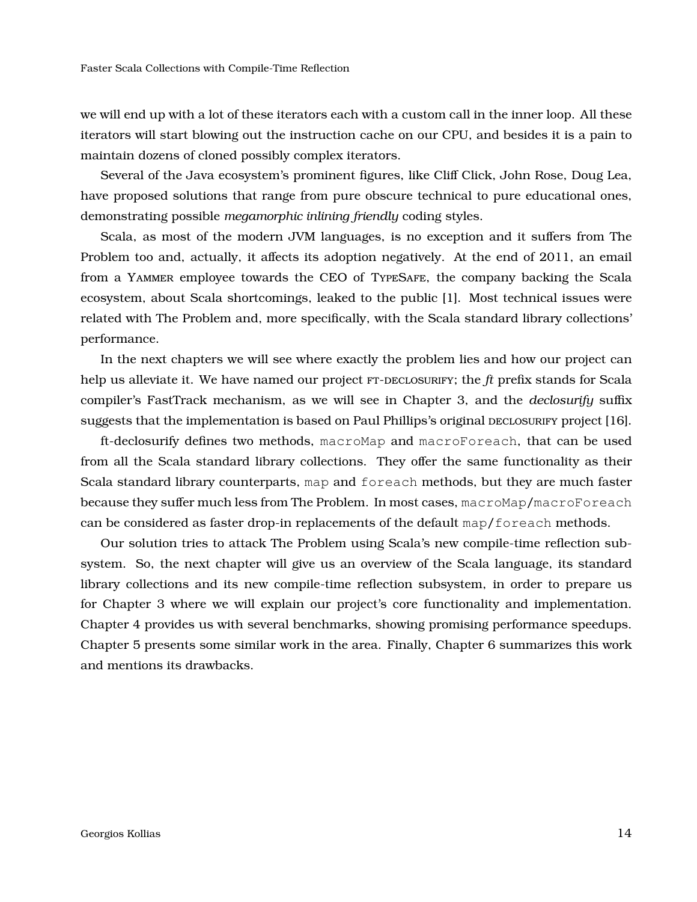we will end up with a lot of these iterators each with a custom call in the inner loop. All these iterators will start blowing out the instruction cache on our CPU, and besides it is a pain to maintain dozens of cloned possibly complex iterators.

Several of the Java ecosystem's prominent figures, like Cliff Click, John Rose, Doug Lea, have proposed solutions that range from pure obscure technical to pure educational ones, demonstrating possible *megamorphic inlining friendly* coding styles.

Scala, as most of the modern JVM languages, is no exception and it suffers from The Problem too and, actually, it affects its adoption negatively. At the end of 2011, an email from a Yammer employee towards the CEO of TypeSafe, the company backing the Scala ecosystem, about Scala shortcomings, leaked to the public [1]. Most technical issues were related with The Problem and, more specifically, with the Scala standard library collections' performance.

In the next chapters we will see where exactly the problem lies and how our project can help us alleviate it. We have named our project ft-declosurify; the *ft* prefix stands for Scala compiler's FastTrack mechanism, as we will see in Chapter 3, and the *declosurify* suffix suggests that the implementation is based on Paul Phillips's original declosurify project [16].

ft-declosurify defines two methods, `macroMap` and `macroForeach`, that can be used from all the Scala standard library collections. They offer the same functionality as their Scala standard library counterparts, `map` and `foreach` methods, but they are much faster because they suffer much less from The Problem. In most cases, `macroMap`/`macroForeach` can be considered as faster drop-in replacements of the default `map`/`foreach` methods.

Our solution tries to attack The Problem using Scala's new compile-time reflection subsystem. So, the next chapter will give us an overview of the Scala language, its standard library collections and its new compile-time reflection subsystem, in order to prepare us for Chapter 3 where we will explain our project's core functionality and implementation. Chapter 4 provides us with several benchmarks, showing promising performance speedups. Chapter 5 presents some similar work in the area. Finally, Chapter 6 summarizes this work and mentions its drawbacks.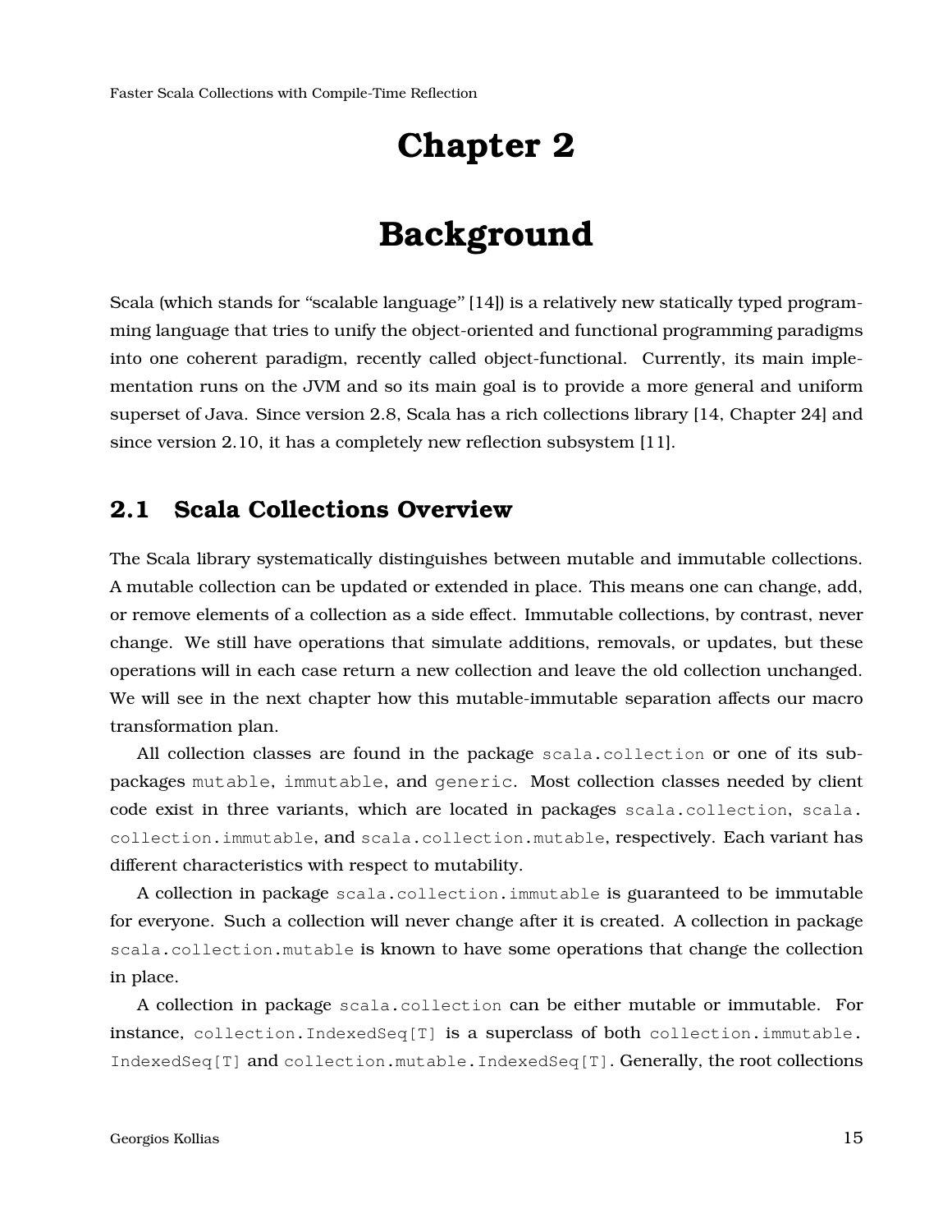# Chapter 2

# Background

Scala (which stands for "scalable language" [14]) is a relatively new statically typed programming language that tries to unify the object-oriented and functional programming paradigms into one coherent paradigm, recently called object-functional. Currently, its main implementation runs on the JVM and so its main goal is to provide a more general and uniform superset of Java. Since version 2.8, Scala has a rich collections library [14, Chapter 24] and since version 2.10, it has a completely new reflection subsystem [11].

## 2.1 Scala Collections Overview

The Scala library systematically distinguishes between mutable and immutable collections. A mutable collection can be updated or extended in place. This means one can change, add, or remove elements of a collection as a side effect. Immutable collections, by contrast, never change. We still have operations that simulate additions, removals, or updates, but these operations will in each case return a new collection and leave the old collection unchanged. We will see in the next chapter how this mutable-immutable separation affects our macro transformation plan.

All collection classes are found in the package `scala.collection` or one of its subpackages `mutable`, `immutable`, and `generic`. Most collection classes needed by client code exist in three variants, which are located in packages `scala.collection`, `scala.collection.immutable`, and `scala.collection.mutable`, respectively. Each variant has different characteristics with respect to mutability.

A collection in package `scala.collection.immutable` is guaranteed to be immutable for everyone. Such a collection will never change after it is created. A collection in package `scala.collection.mutable` is known to have some operations that change the collection in place.

A collection in package `scala.collection` can be either mutable or immutable. For instance, `collection.IndexedSeq[T]` is a superclass of both `collection.immutable.IndexedSeq[T]` and `collection.mutable.IndexedSeq[T]`. Generally, the root collections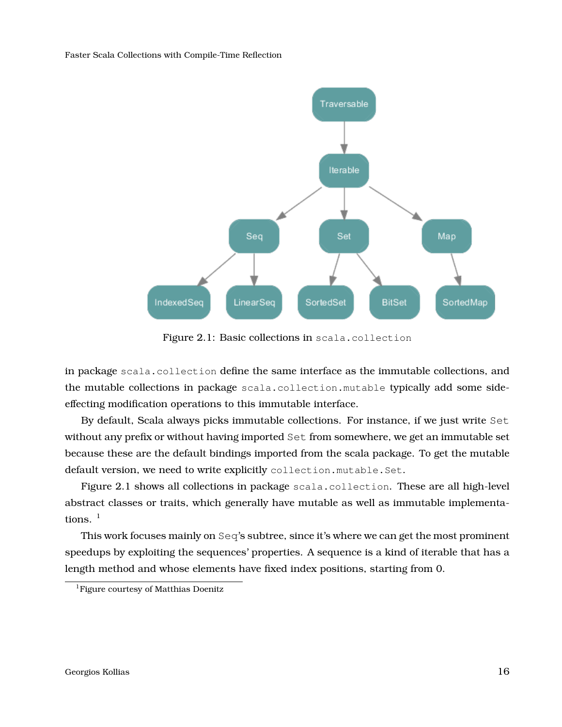Figure 2.1: Basic collections in `scala.collection`

in package `scala.collection` define the same interface as the immutable collections, and the mutable collections in package `scala.collection.mutable` typically add some side-effecting modification operations to this immutable interface.

By default, Scala always picks immutable collections. For instance, if we just write `Set` without any prefix or without having imported `Set` from somewhere, we get an immutable set because these are the default bindings imported from the scala package. To get the mutable default version, we need to write explicitly `collection.mutable.Set`.

Figure 2.1 shows all collections in package `scala.collection`. These are all high-level abstract classes or traits, which generally have mutable as well as immutable implementations. [1]

This work focuses mainly on `Seq`'s subtree, since it's where we can get the most prominent speedups by exploiting the sequences' properties. A sequence is a kind of iterable that has a length method and whose elements have fixed index positions, starting from 0.

[1] Figure courtesy of Matthias Doenitz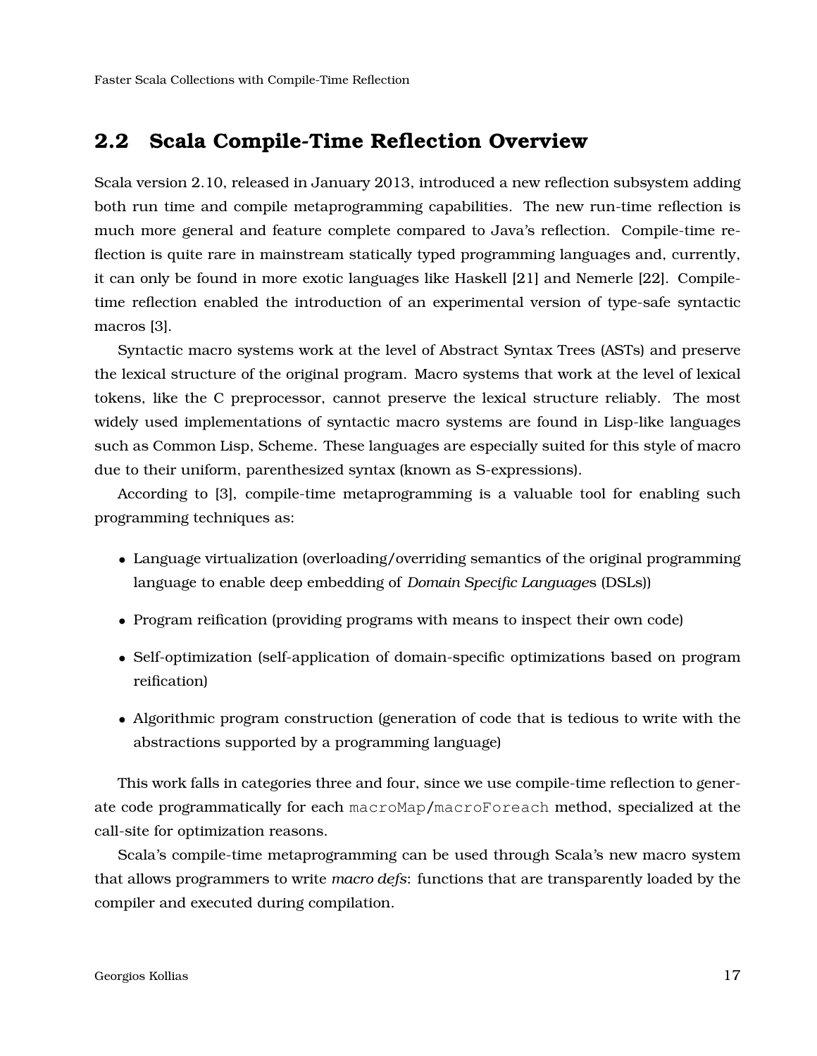## 2.2 Scala Compile-Time Reflection Overview

Scala version 2.10, released in January 2013, introduced a new reflection subsystem adding both run time and compile metaprogramming capabilities. The new run-time reflection is much more general and feature complete compared to Java's reflection. Compile-time reflection is quite rare in mainstream statically typed programming languages and, currently, it can only be found in more exotic languages like Haskell [21] and Nemerle [22]. Compile-time reflection enabled the introduction of an experimental version of type-safe syntactic macros [3].

Syntactic macro systems work at the level of Abstract Syntax Trees (ASTs) and preserve the lexical structure of the original program. Macro systems that work at the level of lexical tokens, like the C preprocessor, cannot preserve the lexical structure reliably. The most widely used implementations of syntactic macro systems are found in Lisp-like languages such as Common Lisp, Scheme. These languages are especially suited for this style of macro due to their uniform, parenthesized syntax (known as S-expressions).

According to [3], compile-time metaprogramming is a valuable tool for enabling such programming techniques as:

- Language virtualization (overloading/overriding semantics of the original programming language to enable deep embedding of *Domain Specific Language*s (DSLs))
- Program reification (providing programs with means to inspect their own code)
- Self-optimization (self-application of domain-specific optimizations based on program reification)
- Algorithmic program construction (generation of code that is tedious to write with the abstractions supported by a programming language)

This work falls in categories three and four, since we use compile-time reflection to generate code programmatically for each `macroMap`/`macroForeach` method, specialized at the call-site for optimization reasons.

Scala's compile-time metaprogramming can be used through Scala's new macro system that allows programmers to write *macro defs*: functions that are transparently loaded by the compiler and executed during compilation.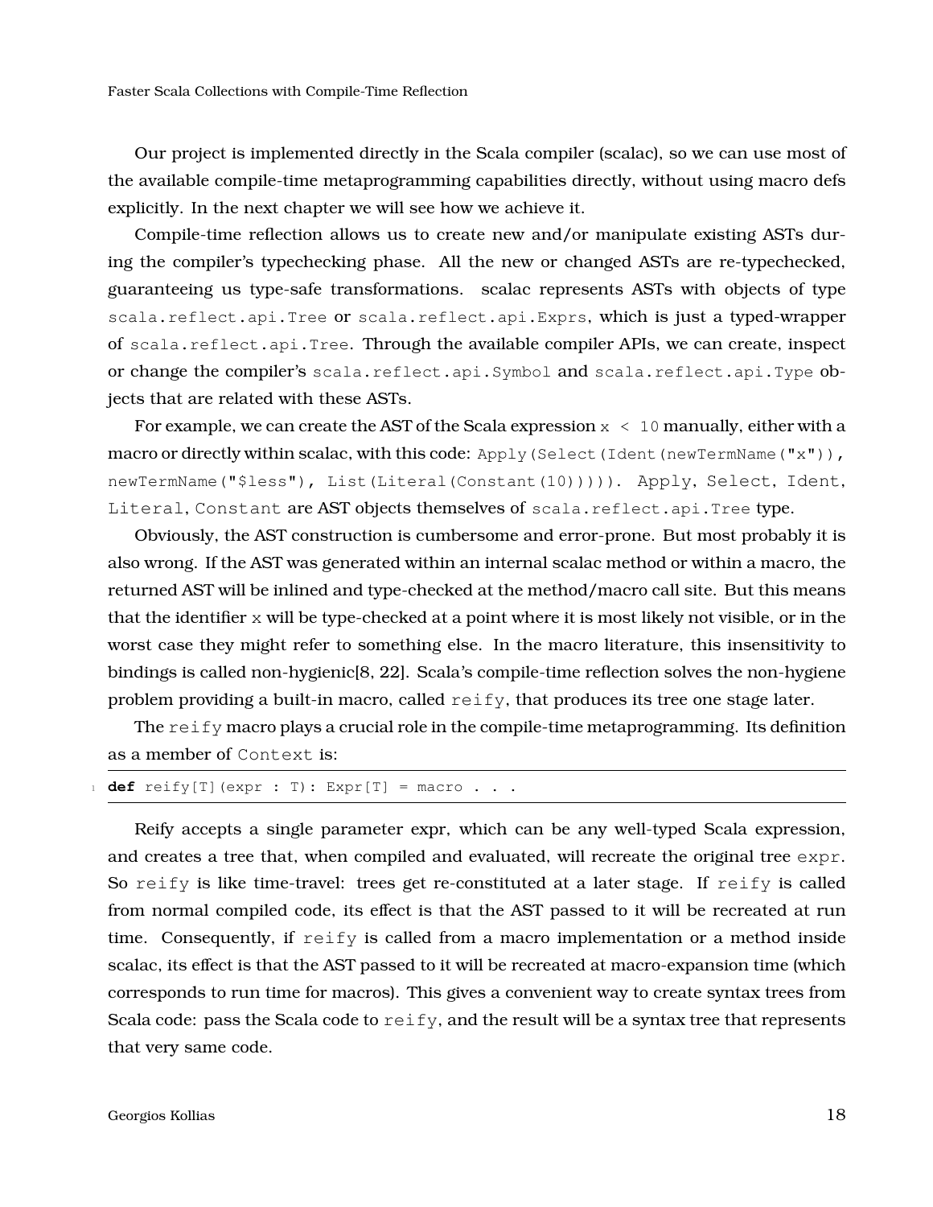Our project is implemented directly in the Scala compiler (scalac), so we can use most of the available compile-time metaprogramming capabilities directly, without using macro defs explicitly. In the next chapter we will see how we achieve it.

Compile-time reflection allows us to create new and/or manipulate existing ASTs during the compiler's typechecking phase. All the new or changed ASTs are re-typechecked, guaranteeing us type-safe transformations. scalac represents ASTs with objects of type `scala.reflect.api.Tree` or `scala.reflect.api.Exprs`, which is just a typed-wrapper of `scala.reflect.api.Tree`. Through the available compiler APIs, we can create, inspect or change the compiler's `scala.reflect.api.Symbol` and `scala.reflect.api.Type` objects that are related with these ASTs.

For example, we can create the AST of the Scala expression `x < 10` manually, either with a macro or directly within scalac, with this code: `Apply(Select(Ident(newTermName("x")), newTermName("$less"), List(Literal(Constant(10)))))`. `Apply`, `Select`, `Ident`, `Literal`, `Constant` are AST objects themselves of `scala.reflect.api.Tree` type.

Obviously, the AST construction is cumbersome and error-prone. But most probably it is also wrong. If the AST was generated within an internal scalac method or within a macro, the returned AST will be inlined and type-checked at the method/macro call site. But this means that the identifier `x` will be type-checked at a point where it is most likely not visible, or in the worst case they might refer to something else. In the macro literature, this insensitivity to bindings is called non-hygienic[8, 22]. Scala's compile-time reflection solves the non-hygiene problem providing a built-in macro, called `reify`, that produces its tree one stage later.

The `reify` macro plays a crucial role in the compile-time metaprogramming. Its definition as a member of `Context` is:

```
def reify[T](expr : T): Expr[T] = macro . . .
```

Reify accepts a single parameter expr, which can be any well-typed Scala expression, and creates a tree that, when compiled and evaluated, will recreate the original tree `expr`. So `reify` is like time-travel: trees get re-constituted at a later stage. If `reify` is called from normal compiled code, its effect is that the AST passed to it will be recreated at run time. Consequently, if `reify` is called from a macro implementation or a method inside scalac, its effect is that the AST passed to it will be recreated at macro-expansion time (which corresponds to run time for macros). This gives a convenient way to create syntax trees from Scala code: pass the Scala code to `reify`, and the result will be a syntax tree that represents that very same code.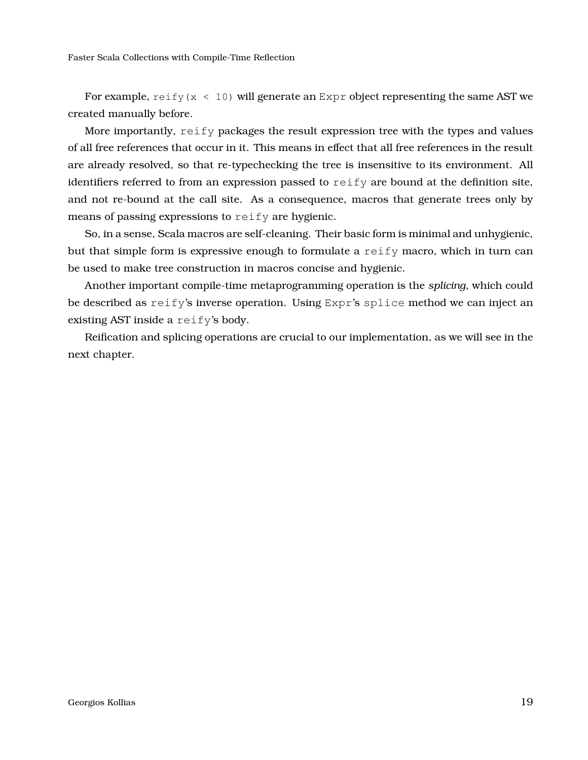For example, `reify(x < 10)` will generate an `Expr` object representing the same AST we created manually before.

More importantly, `reify` packages the result expression tree with the types and values of all free references that occur in it. This means in effect that all free references in the result are already resolved, so that re-typechecking the tree is insensitive to its environment. All identifiers referred to from an expression passed to `reify` are bound at the definition site, and not re-bound at the call site. As a consequence, macros that generate trees only by means of passing expressions to `reify` are hygienic.

So, in a sense, Scala macros are self-cleaning. Their basic form is minimal and unhygienic, but that simple form is expressive enough to formulate a `reify` macro, which in turn can be used to make tree construction in macros concise and hygienic.

Another important compile-time metaprogramming operation is the *splicing*, which could be described as `reify`'s inverse operation. Using `Expr`'s `splice` method we can inject an existing AST inside a `reify`'s body.

Reification and splicing operations are crucial to our implementation, as we will see in the next chapter.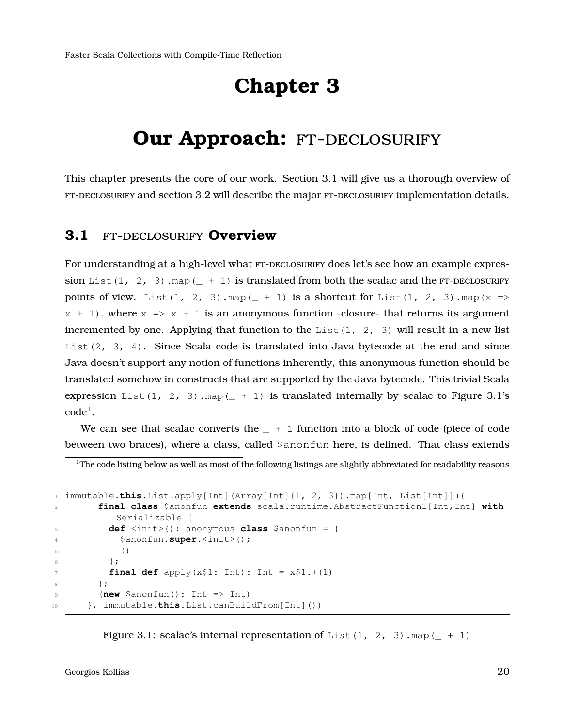# Chapter 3

# Our Approach: FT-DECLOSURIFY

This chapter presents the core of our work. Section 3.1 will give us a thorough overview of FT-DECLOSURIFY and section 3.2 will describe the major FT-DECLOSURIFY implementation details.

## 3.1 FT-DECLOSURIFY Overview

For understanding at a high-level what FT-DECLOSURIFY does let's see how an example expression `List(1, 2, 3).map(_ + 1)` is translated from both the scalac and the FT-DECLOSURIFY points of view. `List(1, 2, 3).map(_ + 1)` is a shortcut for `List(1, 2, 3).map(x => x + 1)`, where `x => x + 1` is an anonymous function -closure- that returns its argument incremented by one. Applying that function to the `List(1, 2, 3)` will result in a new list `List(2, 3, 4)`. Since Scala code is translated into Java bytecode at the end and since Java doesn't support any notion of functions inherently, this anonymous function should be translated somehow in constructs that are supported by the Java bytecode. This trivial Scala expression `List(1, 2, 3).map(_ + 1)` is translated internally by scalac to Figure 3.1's code[1].

We can see that scalac converts the `_ + 1` function into a block of code (piece of code between two braces), where a class, called `$anonfun` here, is defined. That class extends

[1]The code listing below as well as most of the following listings are slightly abbreviated for readability reasons

```
immutable.this.List.apply[Int](Array[Int]{1, 2, 3}).map[Int, List[Int]]({
      final class $anonfun extends scala.runtime.AbstractFunction1[Int,Int] with
          Serializable {
        def <init>(): anonymous class $anonfun = {
          $anonfun.super.<init>();
          ()
        };
        final def apply(x$1: Int): Int = x$1.+(1)
      };
      (new $anonfun(): Int => Int)
    }, immutable.this.List.canBuildFrom[Int]())
```

Figure 3.1: scalac's internal representation of `List(1, 2, 3).map(_ + 1)`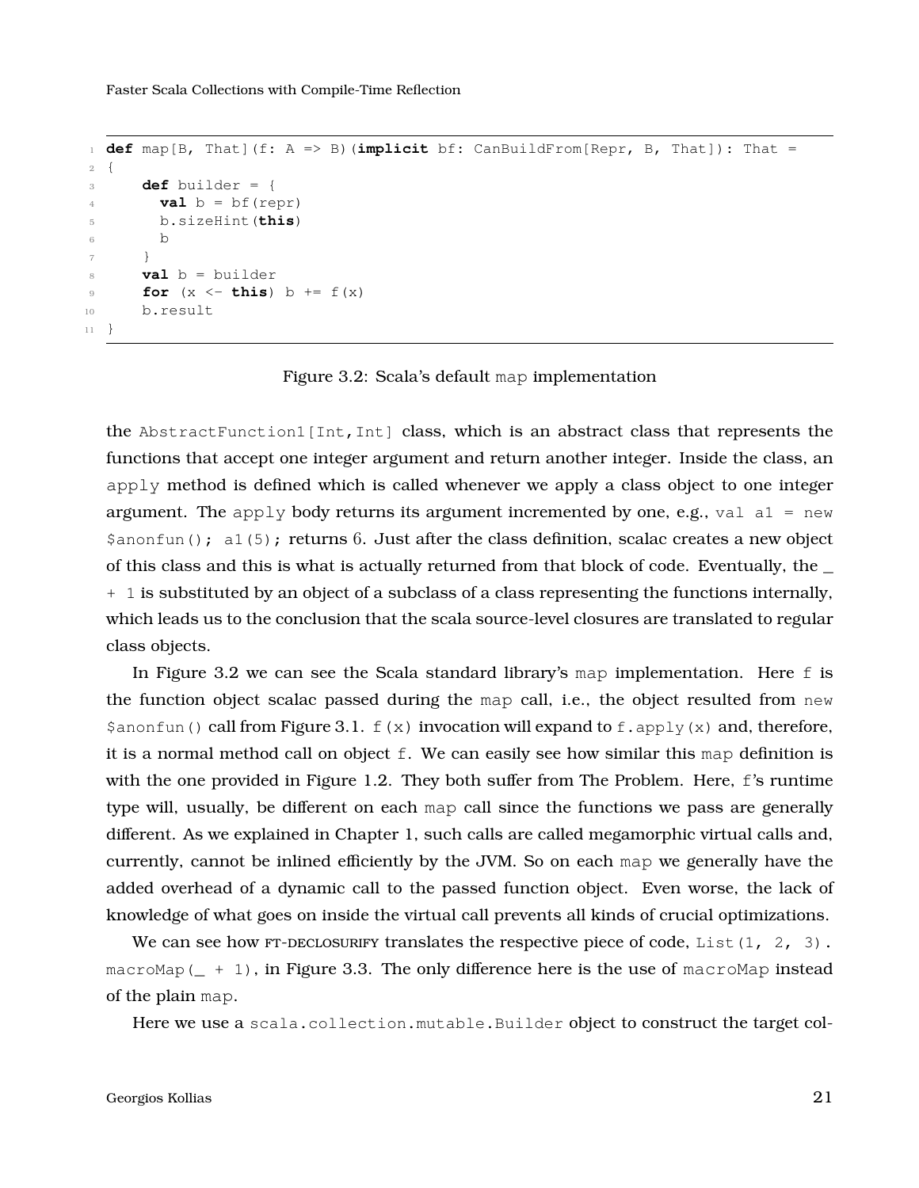```scala
def map[B, That](f: A => B)(implicit bf: CanBuildFrom[Repr, B, That]): That =
{
    def builder = {
      val b = bf(repr)
      b.sizeHint(this)
      b
    }
    val b = builder
    for (x <- this) b += f(x)
    b.result
}
```

Figure 3.2: Scala's default `map` implementation

the `AbstractFunction1[Int,Int]` class, which is an abstract class that represents the functions that accept one integer argument and return another integer. Inside the class, an `apply` method is defined which is called whenever we apply a class object to one integer argument. The `apply` body returns its argument incremented by one, e.g., `val a1 = new $anonfun(); a1(5);` returns 6. Just after the class definition, scalac creates a new object of this class and this is what is actually returned from that block of code. Eventually, the `_ + 1` is substituted by an object of a subclass of a class representing the functions internally, which leads us to the conclusion that the scala source-level closures are translated to regular class objects.

In Figure 3.2 we can see the Scala standard library's `map` implementation. Here `f` is the function object scalac passed during the `map` call, i.e., the object resulted from `new $anonfun()` call from Figure 3.1. `f(x)` invocation will expand to `f.apply(x)` and, therefore, it is a normal method call on object `f`. We can easily see how similar this `map` definition is with the one provided in Figure 1.2. They both suffer from The Problem. Here, `f`'s runtime type will, usually, be different on each `map` call since the functions we pass are generally different. As we explained in Chapter 1, such calls are called megamorphic virtual calls and, currently, cannot be inlined efficiently by the JVM. So on each `map` we generally have the added overhead of a dynamic call to the passed function object. Even worse, the lack of knowledge of what goes on inside the virtual call prevents all kinds of crucial optimizations.

We can see how FT-DECLOSURIFY translates the respective piece of code, `List(1, 2, 3).macroMap(_ + 1)`, in Figure 3.3. The only difference here is the use of `macroMap` instead of the plain `map`.

Here we use a `scala.collection.mutable.Builder` object to construct the target col-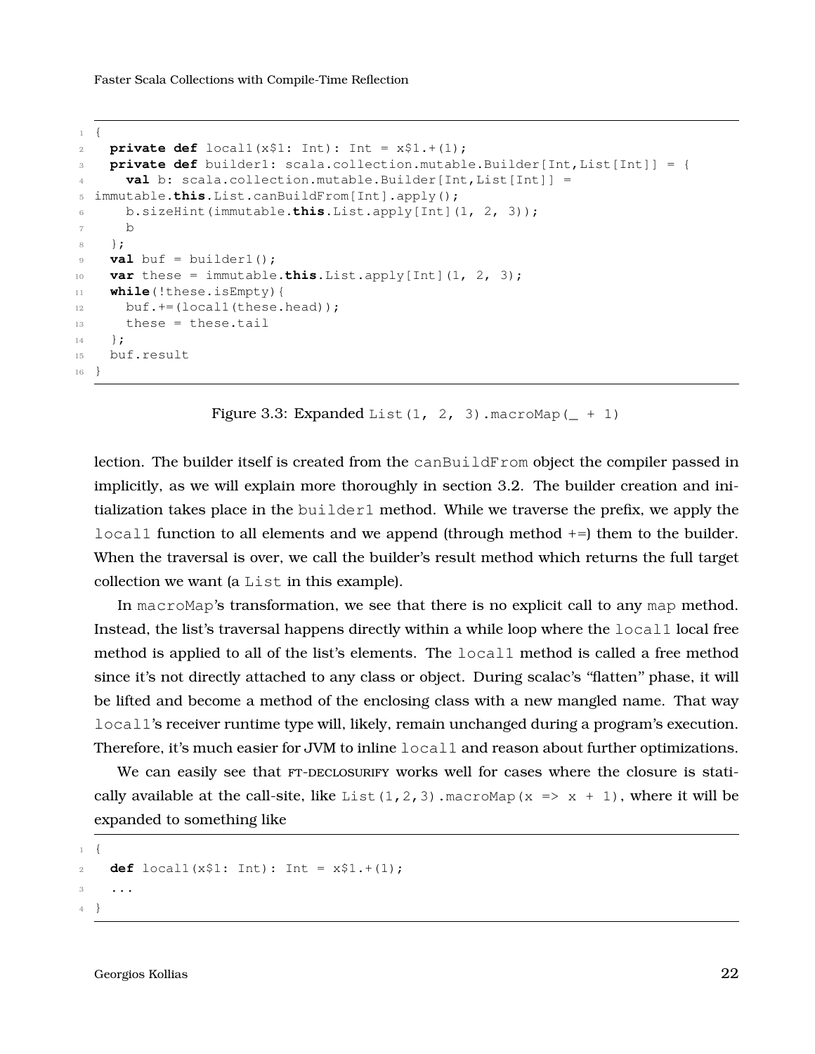```
{
  private def local1(x$1: Int): Int = x$1.+(1);
  private def builder1: scala.collection.mutable.Builder[Int,List[Int]] = {
    val b: scala.collection.mutable.Builder[Int,List[Int]] =
immutable.this.List.canBuildFrom[Int].apply();
    b.sizeHint(immutable.this.List.apply[Int](1, 2, 3));
    b
  };
  val buf = builder1();
  var these = immutable.this.List.apply[Int](1, 2, 3);
  while(!these.isEmpty){
    buf.+=(local1(these.head));
    these = these.tail
  };
  buf.result
}
```

Figure 3.3: Expanded `List(1, 2, 3).macroMap(_ + 1)`

lection. The builder itself is created from the `canBuildFrom` object the compiler passed in implicitly, as we will explain more thoroughly in section 3.2. The builder creation and initialization takes place in the `builder1` method. While we traverse the prefix, we apply the `local1` function to all elements and we append (through method `+=`) them to the builder. When the traversal is over, we call the builder's result method which returns the full target collection we want (a `List` in this example).

In `macroMap`'s transformation, we see that there is no explicit call to any `map` method. Instead, the list's traversal happens directly within a while loop where the `local1` local free method is applied to all of the list's elements. The `local1` method is called a free method since it's not directly attached to any class or object. During scalac's "flatten" phase, it will be lifted and become a method of the enclosing class with a new mangled name. That way `local1`'s receiver runtime type will, likely, remain unchanged during a program's execution. Therefore, it's much easier for JVM to inline `local1` and reason about further optimizations.

We can easily see that FT-DECLOSURIFY works well for cases where the closure is statically available at the call-site, like `List(1,2,3).macroMap(x => x + 1)`, where it will be expanded to something like

```
{
  def local1(x$1: Int): Int = x$1.+(1);
  ...
}
```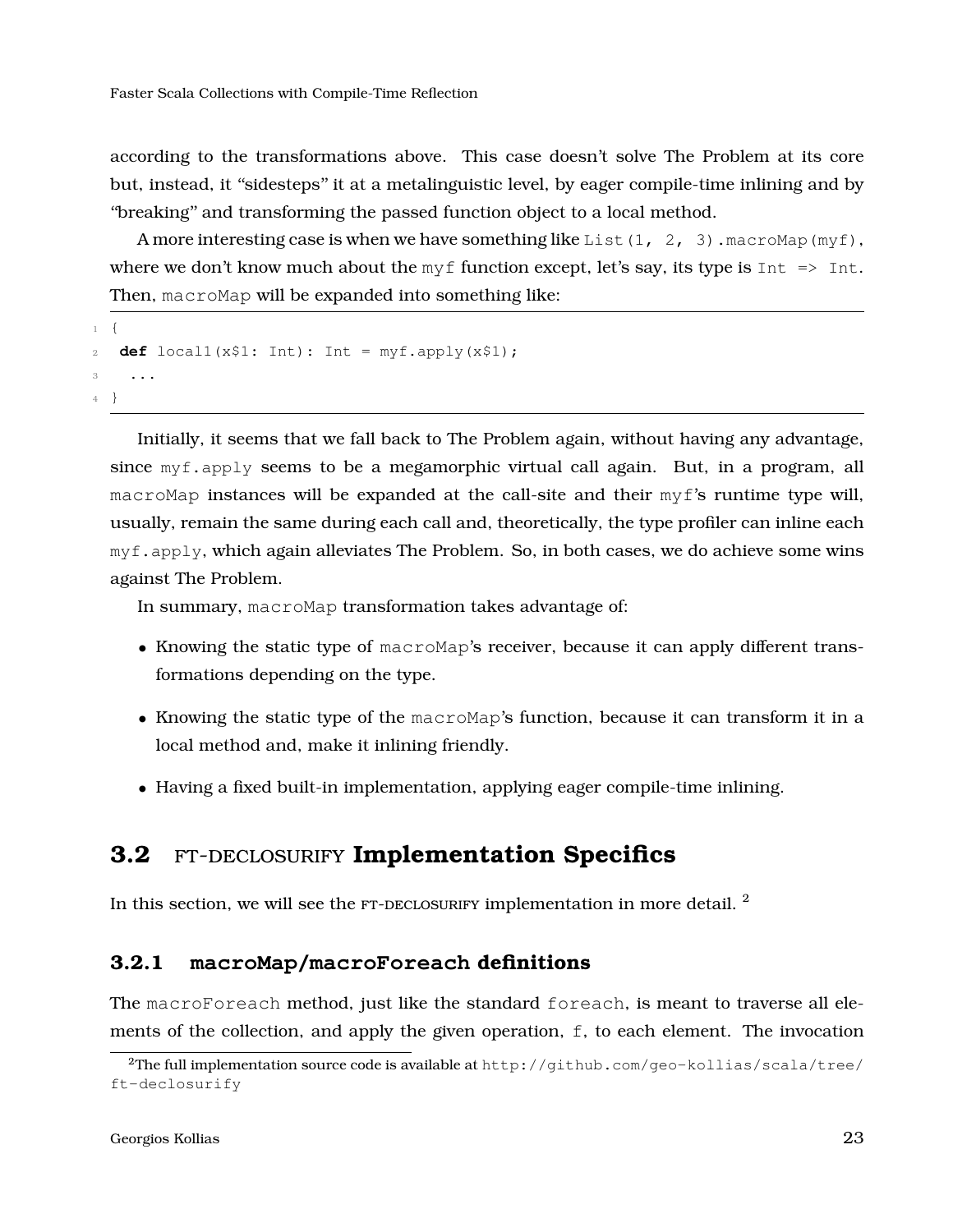according to the transformations above. This case doesn't solve The Problem at its core but, instead, it "sidesteps" it at a metalinguistic level, by eager compile-time inlining and by "breaking" and transforming the passed function object to a local method.

A more interesting case is when we have something like `List(1, 2, 3).macroMap(myf)`, where we don't know much about the `myf` function except, let's say, its type is `Int => Int`. Then, `macroMap` will be expanded into something like:

```
{
 def local1(x$1: Int): Int = myf.apply(x$1);
  ...
}
```

Initially, it seems that we fall back to The Problem again, without having any advantage, since `myf.apply` seems to be a megamorphic virtual call again. But, in a program, all `macroMap` instances will be expanded at the call-site and their `myf`'s runtime type will, usually, remain the same during each call and, theoretically, the type profiler can inline each `myf.apply`, which again alleviates The Problem. So, in both cases, we do achieve some wins against The Problem.

In summary, `macroMap` transformation takes advantage of:

- Knowing the static type of `macroMap`'s receiver, because it can apply different transformations depending on the type.
- Knowing the static type of the `macroMap`'s function, because it can transform it in a local method and, make it inlining friendly.
- Having a fixed built-in implementation, applying eager compile-time inlining.

## 3.2 FT-DECLOSURIFY Implementation Specifics

In this section, we will see the FT-DECLOSURIFY implementation in more detail. [2]

### 3.2.1 macroMap/macroForeach definitions

The `macroForeach` method, just like the standard `foreach`, is meant to traverse all elements of the collection, and apply the given operation, `f`, to each element. The invocation

[2]The full implementation source code is available at http://github.com/geo-kollias/scala/tree/ft-declosurify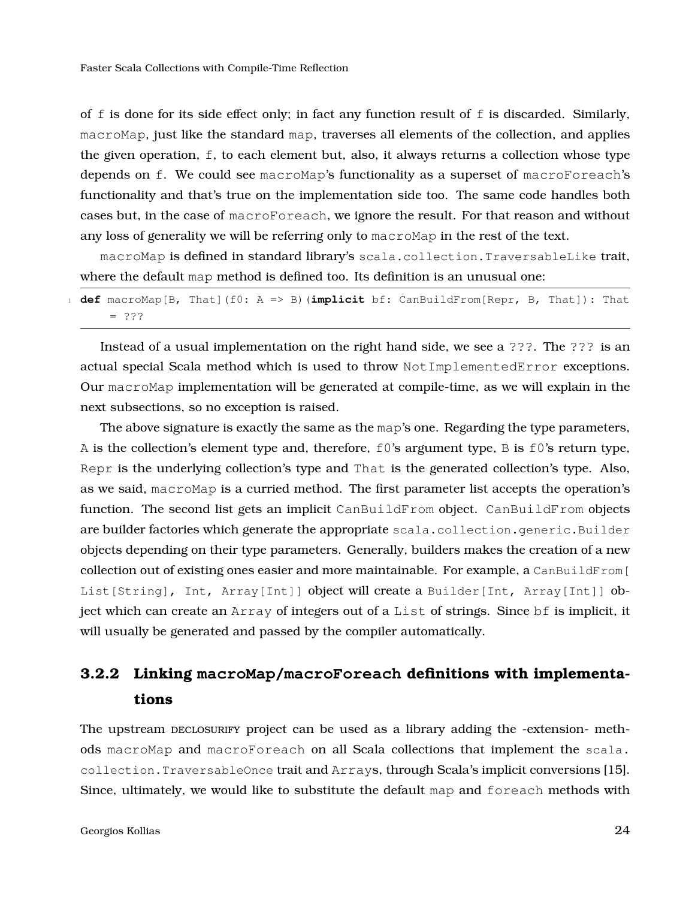of f is done for its side effect only; in fact any function result of f is discarded. Similarly, macroMap, just like the standard map, traverses all elements of the collection, and applies the given operation, f, to each element but, also, it always returns a collection whose type depends on f. We could see macroMap's functionality as a superset of macroForeach's functionality and that's true on the implementation side too. The same code handles both cases but, in the case of macroForeach, we ignore the result. For that reason and without any loss of generality we will be referring only to macroMap in the rest of the text.

macroMap is defined in standard library's scala.collection.TraversableLike trait, where the default map method is defined too. Its definition is an unusual one:

```
def macroMap[B, That](f0: A => B)(implicit bf: CanBuildFrom[Repr, B, That]): That
    = ???
```

Instead of a usual implementation on the right hand side, we see a ???. The ??? is an actual special Scala method which is used to throw NotImplementedError exceptions. Our macroMap implementation will be generated at compile-time, as we will explain in the next subsections, so no exception is raised.

The above signature is exactly the same as the map's one. Regarding the type parameters, A is the collection's element type and, therefore, f0's argument type, B is f0's return type, Repr is the underlying collection's type and That is the generated collection's type. Also, as we said, macroMap is a curried method. The first parameter list accepts the operation's function. The second list gets an implicit CanBuildFrom object. CanBuildFrom objects are builder factories which generate the appropriate scala.collection.generic.Builder objects depending on their type parameters. Generally, builders makes the creation of a new collection out of existing ones easier and more maintainable. For example, a CanBuildFrom[List[String], Int, Array[Int]] object will create a Builder[Int, Array[Int]] object which can create an Array of integers out of a List of strings. Since bf is implicit, it will usually be generated and passed by the compiler automatically.

### 3.2.2 Linking macroMap/macroForeach definitions with implementations

The upstream DECLOSURIFY project can be used as a library adding the -extension- methods macroMap and macroForeach on all Scala collections that implement the scala.collection.TraversableOnce trait and Arrays, through Scala's implicit conversions [15]. Since, ultimately, we would like to substitute the default map and foreach methods with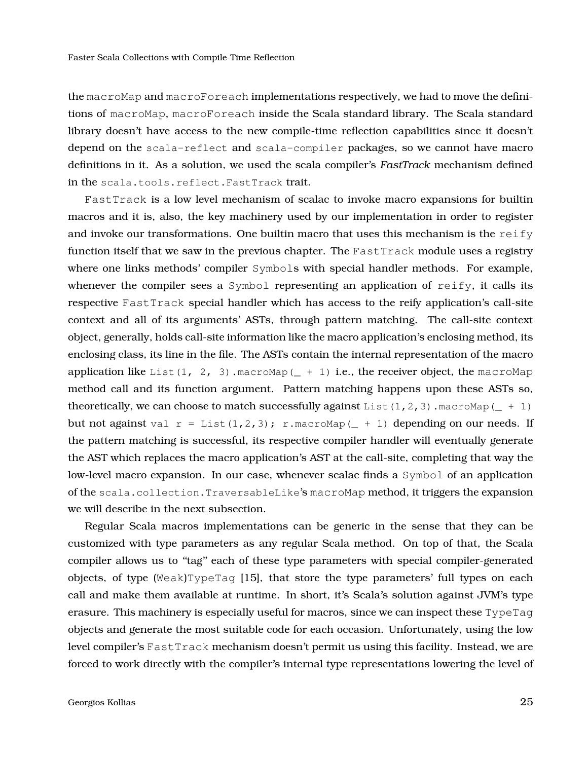the `macroMap` and `macroForeach` implementations respectively, we had to move the definitions of `macroMap`, `macroForeach` inside the Scala standard library. The Scala standard library doesn't have access to the new compile-time reflection capabilities since it doesn't depend on the `scala-reflect` and `scala-compiler` packages, so we cannot have macro definitions in it. As a solution, we used the scala compiler's *FastTrack* mechanism defined in the `scala.tools.reflect.FastTrack` trait.

`FastTrack` is a low level mechanism of scalac to invoke macro expansions for builtin macros and it is, also, the key machinery used by our implementation in order to register and invoke our transformations. One builtin macro that uses this mechanism is the `reify` function itself that we saw in the previous chapter. The `FastTrack` module uses a registry where one links methods' compiler `Symbol`s with special handler methods. For example, whenever the compiler sees a `Symbol` representing an application of `reify`, it calls its respective `FastTrack` special handler which has access to the reify application's call-site context and all of its arguments' ASTs, through pattern matching. The call-site context object, generally, holds call-site information like the macro application's enclosing method, its enclosing class, its line in the file. The ASTs contain the internal representation of the macro application like `List(1, 2, 3).macroMap(_ + 1)` i.e., the receiver object, the `macroMap` method call and its function argument. Pattern matching happens upon these ASTs so, theoretically, we can choose to match successfully against `List(1,2,3).macroMap(_ + 1)` but not against `val r = List(1,2,3); r.macroMap(_ + 1)` depending on our needs. If the pattern matching is successful, its respective compiler handler will eventually generate the AST which replaces the macro application's AST at the call-site, completing that way the low-level macro expansion. In our case, whenever scalac finds a `Symbol` of an application of the `scala.collection.TraversableLike`'s `macroMap` method, it triggers the expansion we will describe in the next subsection.

Regular Scala macros implementations can be generic in the sense that they can be customized with type parameters as any regular Scala method. On top of that, the Scala compiler allows us to "tag" each of these type parameters with special compiler-generated objects, of type (`Weak`)`TypeTag` [15], that store the type parameters' full types on each call and make them available at runtime. In short, it's Scala's solution against JVM's type erasure. This machinery is especially useful for macros, since we can inspect these `TypeTag` objects and generate the most suitable code for each occasion. Unfortunately, using the low level compiler's `FastTrack` mechanism doesn't permit us using this facility. Instead, we are forced to work directly with the compiler's internal type representations lowering the level of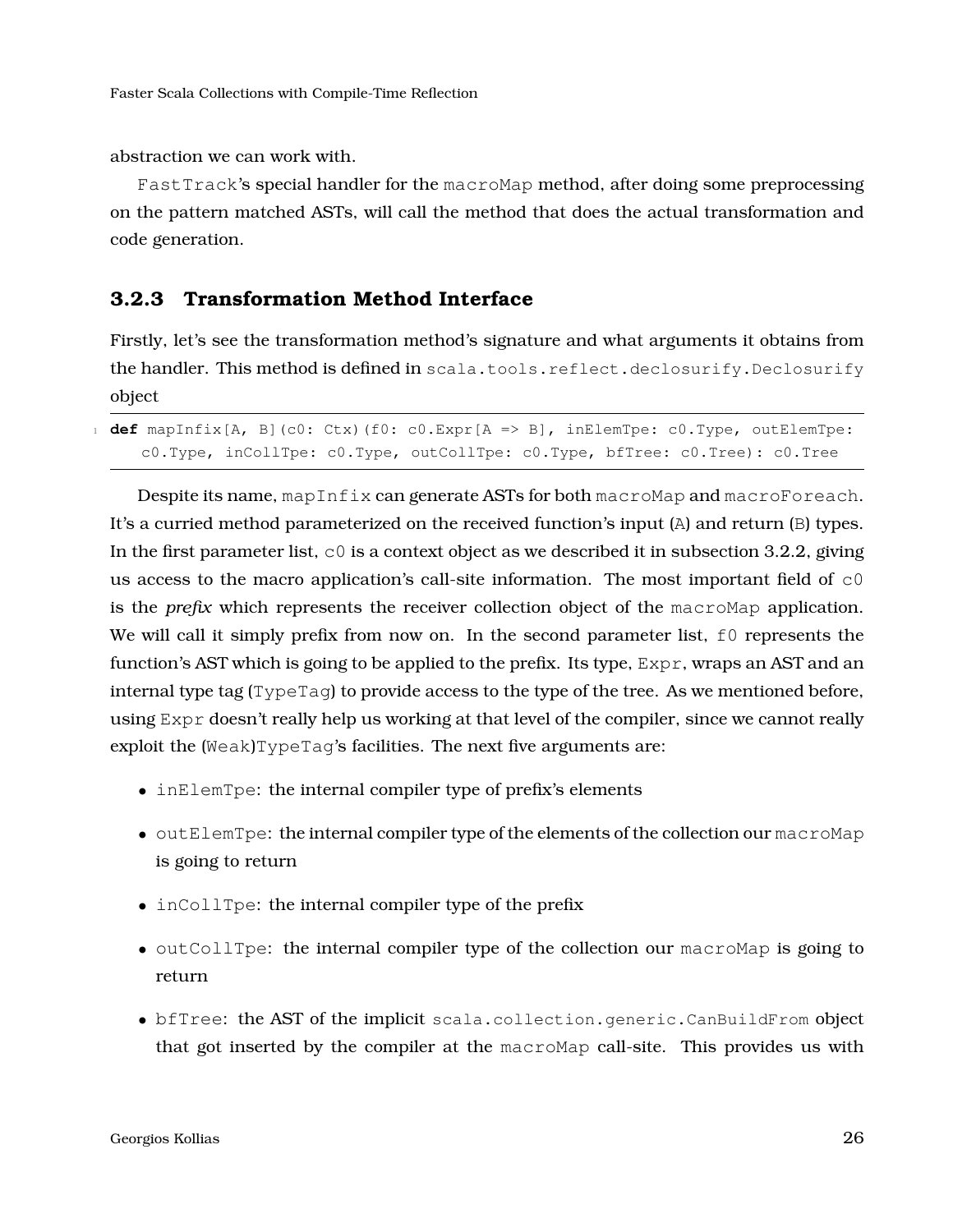abstraction we can work with.

`FastTrack`'s special handler for the `macroMap` method, after doing some preprocessing on the pattern matched ASTs, will call the method that does the actual transformation and code generation.

### 3.2.3 Transformation Method Interface

Firstly, let's see the transformation method's signature and what arguments it obtains from the handler. This method is defined in `scala.tools.reflect.declosurify.Declosurify` object

```
def mapInfix[A, B](c0: Ctx)(f0: c0.Expr[A => B], inElemTpe: c0.Type, outElemTpe:
    c0.Type, inCollTpe: c0.Type, outCollTpe: c0.Type, bfTree: c0.Tree): c0.Tree
```

Despite its name, `mapInfix` can generate ASTs for both `macroMap` and `macroForeach`. It's a curried method parameterized on the received function's input (`A`) and return (`B`) types. In the first parameter list, `c0` is a context object as we described it in subsection 3.2.2, giving us access to the macro application's call-site information. The most important field of `c0` is the *prefix* which represents the receiver collection object of the `macroMap` application. We will call it simply prefix from now on. In the second parameter list, `f0` represents the function's AST which is going to be applied to the prefix. Its type, `Expr`, wraps an AST and an internal type tag (`TypeTag`) to provide access to the type of the tree. As we mentioned before, using `Expr` doesn't really help us working at that level of the compiler, since we cannot really exploit the (`Weak`)`TypeTag`'s facilities. The next five arguments are:

- `inElemTpe`: the internal compiler type of prefix's elements
- `outElemTpe`: the internal compiler type of the elements of the collection our `macroMap` is going to return
- `inCollTpe`: the internal compiler type of the prefix
- `outCollTpe`: the internal compiler type of the collection our `macroMap` is going to return
- `bfTree`: the AST of the implicit `scala.collection.generic.CanBuildFrom` object that got inserted by the compiler at the `macroMap` call-site. This provides us with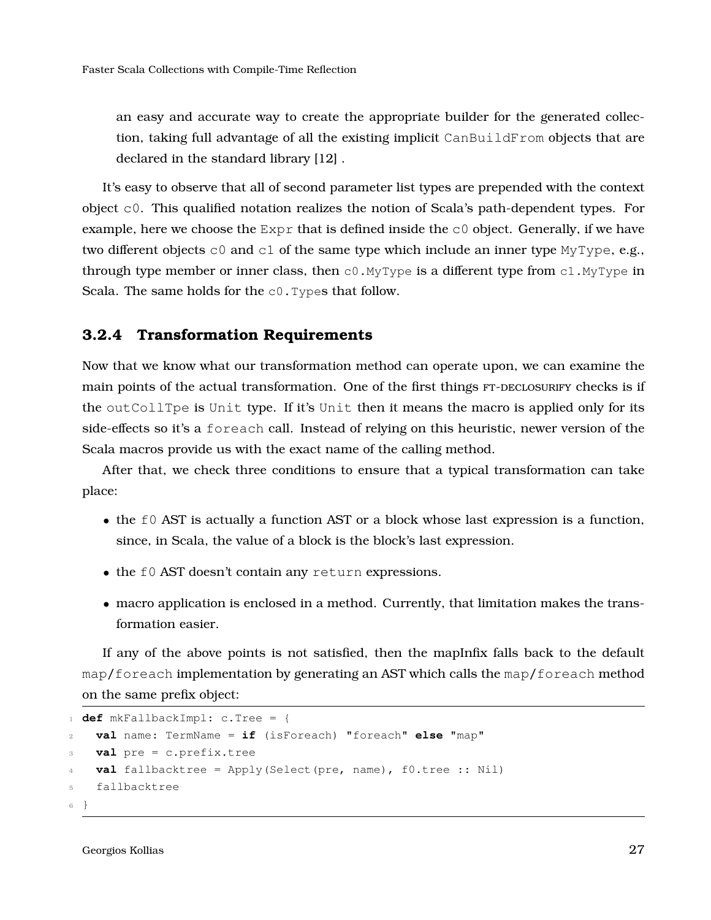an easy and accurate way to create the appropriate builder for the generated collection, taking full advantage of all the existing implicit `CanBuildFrom` objects that are declared in the standard library [12] .

It's easy to observe that all of second parameter list types are prepended with the context object `c0`. This qualified notation realizes the notion of Scala's path-dependent types. For example, here we choose the `Expr` that is defined inside the `c0` object. Generally, if we have two different objects `c0` and `c1` of the same type which include an inner type `MyType`, e.g., through type member or inner class, then `c0.MyType` is a different type from `c1.MyType` in Scala. The same holds for the `c0.Type`s that follow.

### 3.2.4 Transformation Requirements

Now that we know what our transformation method can operate upon, we can examine the main points of the actual transformation. One of the first things FT-DECLOSURIFY checks is if the `outCollTpe` is `Unit` type. If it's `Unit` then it means the macro is applied only for its side-effects so it's a `foreach` call. Instead of relying on this heuristic, newer version of the Scala macros provide us with the exact name of the calling method.

After that, we check three conditions to ensure that a typical transformation can take place:

- the `f0` AST is actually a function AST or a block whose last expression is a function, since, in Scala, the value of a block is the block's last expression.
- the `f0` AST doesn't contain any `return` expressions.
- macro application is enclosed in a method. Currently, that limitation makes the transformation easier.

If any of the above points is not satisfied, then the mapInfix falls back to the default `map`/`foreach` implementation by generating an AST which calls the `map`/`foreach` method on the same prefix object:

```
def mkFallbackImpl: c.Tree = {
  val name: TermName = if (isForeach) "foreach" else "map"
  val pre = c.prefix.tree
  val fallbacktree = Apply(Select(pre, name), f0.tree :: Nil)
  fallbacktree
}
```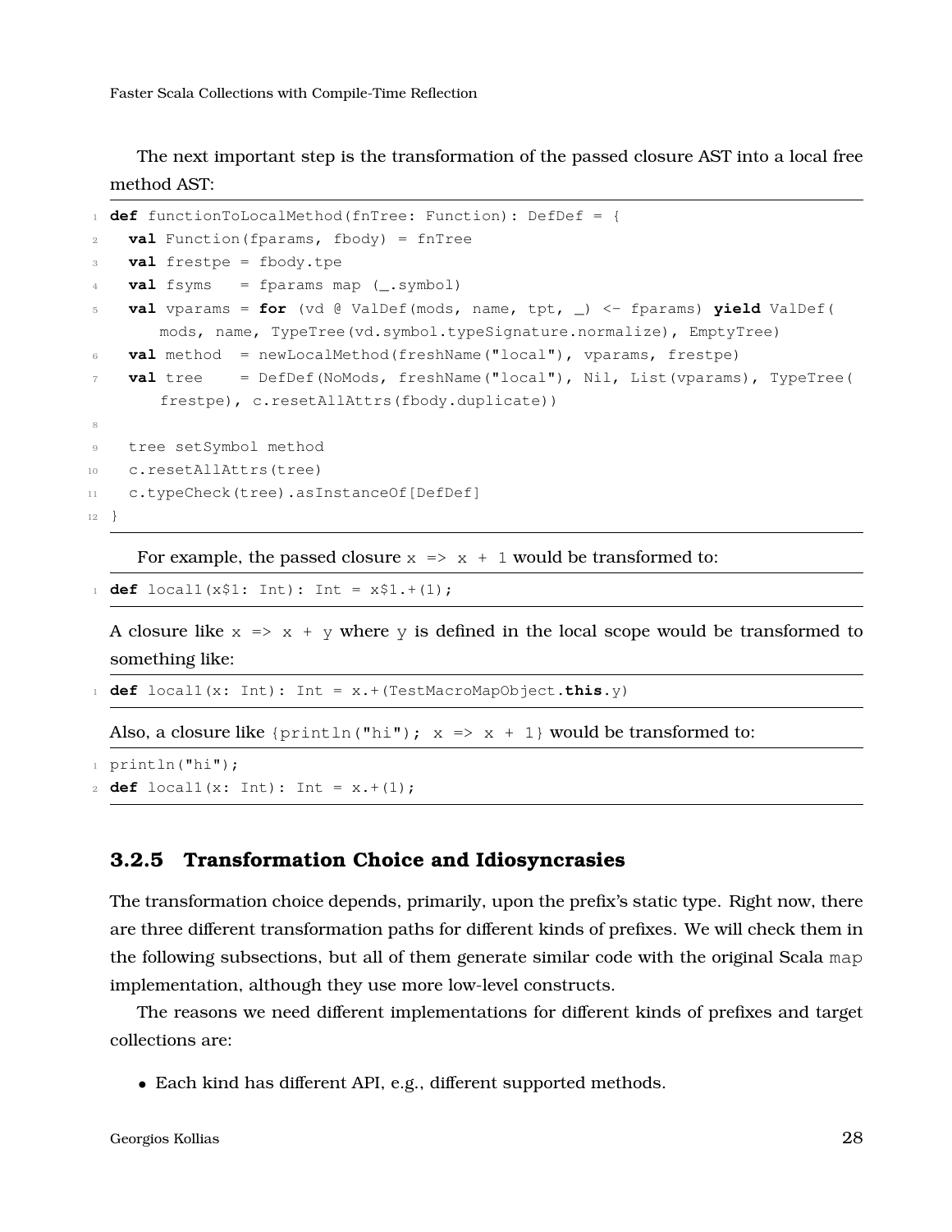The next important step is the transformation of the passed closure AST into a local free method AST:

```
def functionToLocalMethod(fnTree: Function): DefDef = {
  val Function(fparams, fbody) = fnTree
  val frestpe = fbody.tpe
  val fsyms   = fparams map (_.symbol)
  val vparams = for (vd @ ValDef(mods, name, tpt, _) <- fparams) yield ValDef(
      mods, name, TypeTree(vd.symbol.typeSignature.normalize), EmptyTree)
  val method  = newLocalMethod(freshName("local"), vparams, frestpe)
  val tree    = DefDef(NoMods, freshName("local"), Nil, List(vparams), TypeTree(
      frestpe), c.resetAllAttrs(fbody.duplicate))

  tree setSymbol method
  c.resetAllAttrs(tree)
  c.typeCheck(tree).asInstanceOf[DefDef]
}
```

For example, the passed closure `x => x + 1` would be transformed to:

```
def local1(x$1: Int): Int = x$1.+(1);
```

A closure like `x => x + y` where `y` is defined in the local scope would be transformed to something like:

```
def local1(x: Int): Int = x.+(TestMacroMapObject.this.y)
```

Also, a closure like `{println("hi"); x => x + 1}` would be transformed to:

```
println("hi");
def local1(x: Int): Int = x.+(1);
```

### 3.2.5 Transformation Choice and Idiosyncrasies

The transformation choice depends, primarily, upon the prefix's static type. Right now, there are three different transformation paths for different kinds of prefixes. We will check them in the following subsections, but all of them generate similar code with the original Scala `map` implementation, although they use more low-level constructs.

The reasons we need different implementations for different kinds of prefixes and target collections are:

- Each kind has different API, e.g., different supported methods.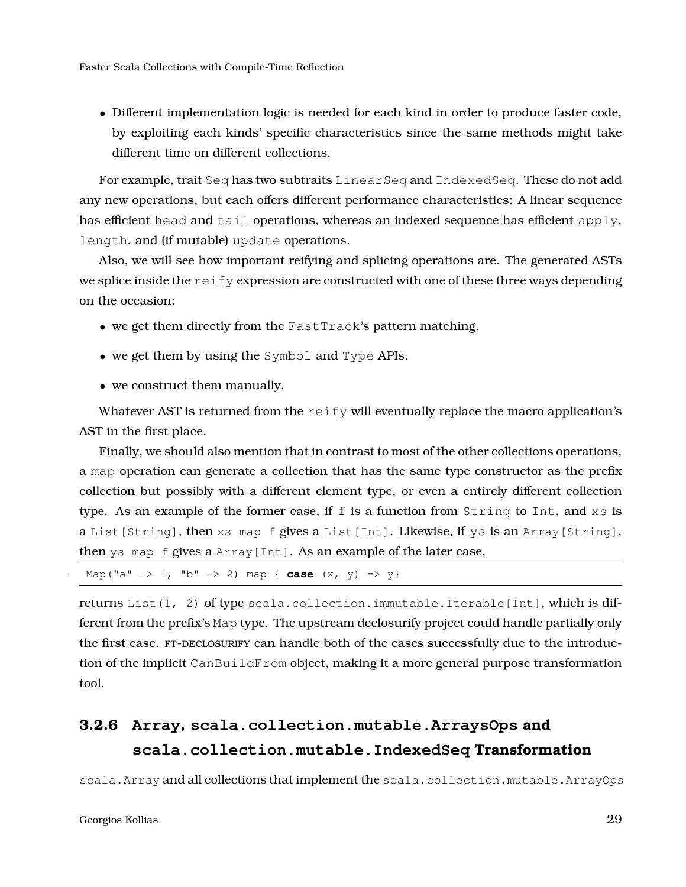- Different implementation logic is needed for each kind in order to produce faster code, by exploiting each kinds' specific characteristics since the same methods might take different time on different collections.

For example, trait `Seq` has two subtraits `LinearSeq` and `IndexedSeq`. These do not add any new operations, but each offers different performance characteristics: A linear sequence has efficient `head` and `tail` operations, whereas an indexed sequence has efficient `apply`, `length`, and (if mutable) `update` operations.

Also, we will see how important reifying and splicing operations are. The generated ASTs we splice inside the `reify` expression are constructed with one of these three ways depending on the occasion:

- we get them directly from the `FastTrack`'s pattern matching.
- we get them by using the `Symbol` and `Type` APIs.
- we construct them manually.

Whatever AST is returned from the `reify` will eventually replace the macro application's AST in the first place.

Finally, we should also mention that in contrast to most of the other collections operations, a `map` operation can generate a collection that has the same type constructor as the prefix collection but possibly with a different element type, or even a entirely different collection type. As an example of the former case, if `f` is a function from `String` to `Int`, and `xs` is a `List[String]`, then `xs map f` gives a `List[Int]`. Likewise, if `ys` is an `Array[String]`, then `ys map f` gives a `Array[Int]`. As an example of the later case,

```
Map("a" -> 1, "b" -> 2) map { case (x, y) => y}
```

returns `List(1, 2)` of type `scala.collection.immutable.Iterable[Int]`, which is different from the prefix's `Map` type. The upstream declosurify project could handle partially only the first case. FT-DECLOSURIFY can handle both of the cases successfully due to the introduction of the implicit `CanBuildFrom` object, making it a more general purpose transformation tool.

### 3.2.6 Array, scala.collection.mutable.ArraysOps and scala.collection.mutable.IndexedSeq Transformation

`scala.Array` and all collections that implement the `scala.collection.mutable.ArrayOps`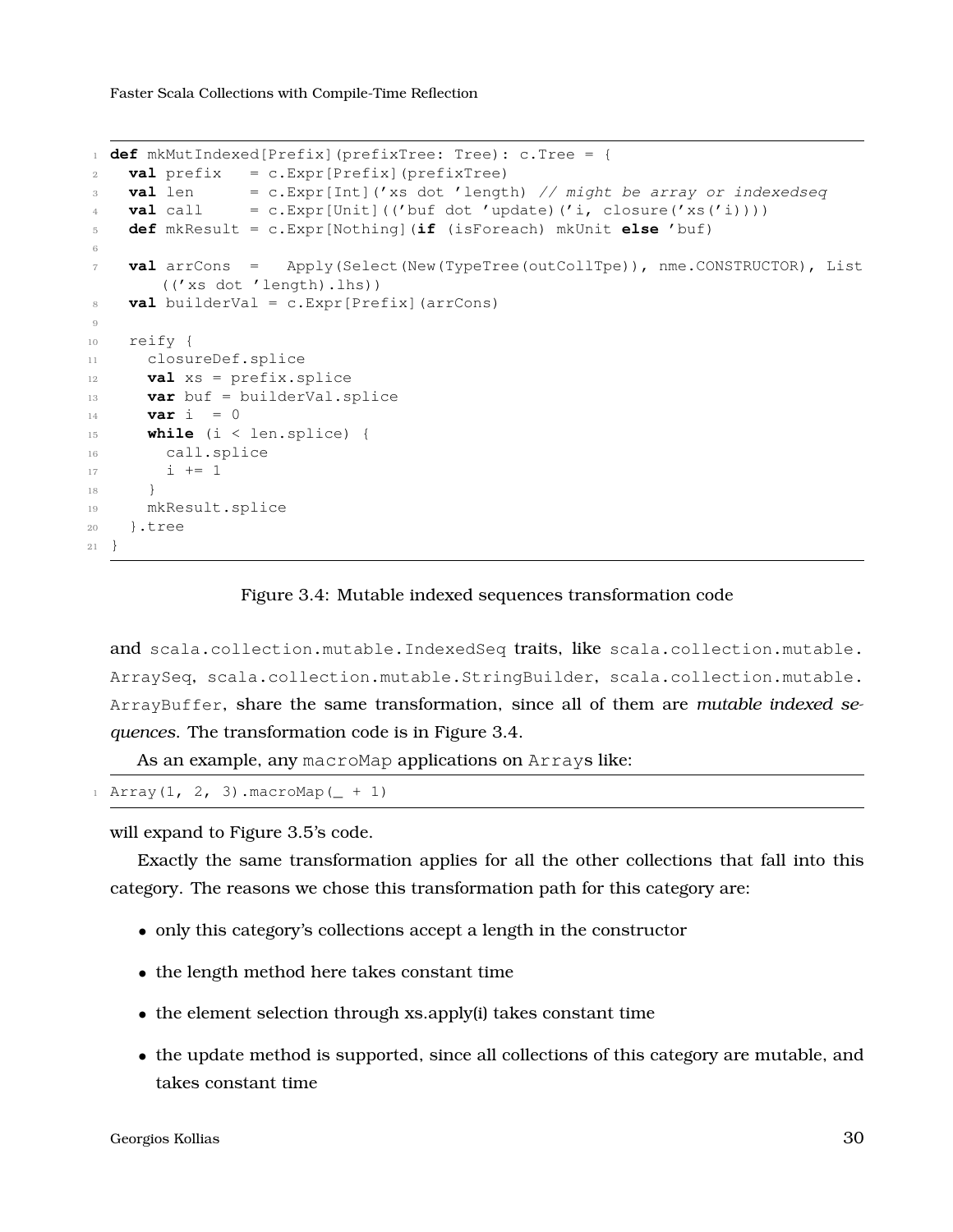```scala
def mkMutIndexed[Prefix](prefixTree: Tree): c.Tree = {
  val prefix   = c.Expr[Prefix](prefixTree)
  val len      = c.Expr[Int]('xs dot 'length) // might be array or indexedseq
  val call     = c.Expr[Unit](('buf dot 'update)('i, closure('xs('i))))
  def mkResult = c.Expr[Nothing](if (isForeach) mkUnit else 'buf)

  val arrCons  =   Apply(Select(New(TypeTree(outCollTpe)), nme.CONSTRUCTOR), List
      (('xs dot 'length).lhs))
  val builderVal = c.Expr[Prefix](arrCons)

  reify {
    closureDef.splice
    val xs = prefix.splice
    var buf = builderVal.splice
    var i  = 0
    while (i < len.splice) {
      call.splice
      i += 1
    }
    mkResult.splice
  }.tree
}
```

Figure 3.4: Mutable indexed sequences transformation code

and `scala.collection.mutable.IndexedSeq` traits, like `scala.collection.mutable.ArraySeq`, `scala.collection.mutable.StringBuilder`, `scala.collection.mutable.ArrayBuffer`, share the same transformation, since all of them are *mutable indexed sequences*. The transformation code is in Figure 3.4.

As an example, any `macroMap` applications on `Array`s like:

```scala
Array(1, 2, 3).macroMap(_ + 1)
```

will expand to Figure 3.5's code.

Exactly the same transformation applies for all the other collections that fall into this category. The reasons we chose this transformation path for this category are:

- only this category's collections accept a length in the constructor
- the length method here takes constant time
- the element selection through xs.apply(i) takes constant time
- the update method is supported, since all collections of this category are mutable, and takes constant time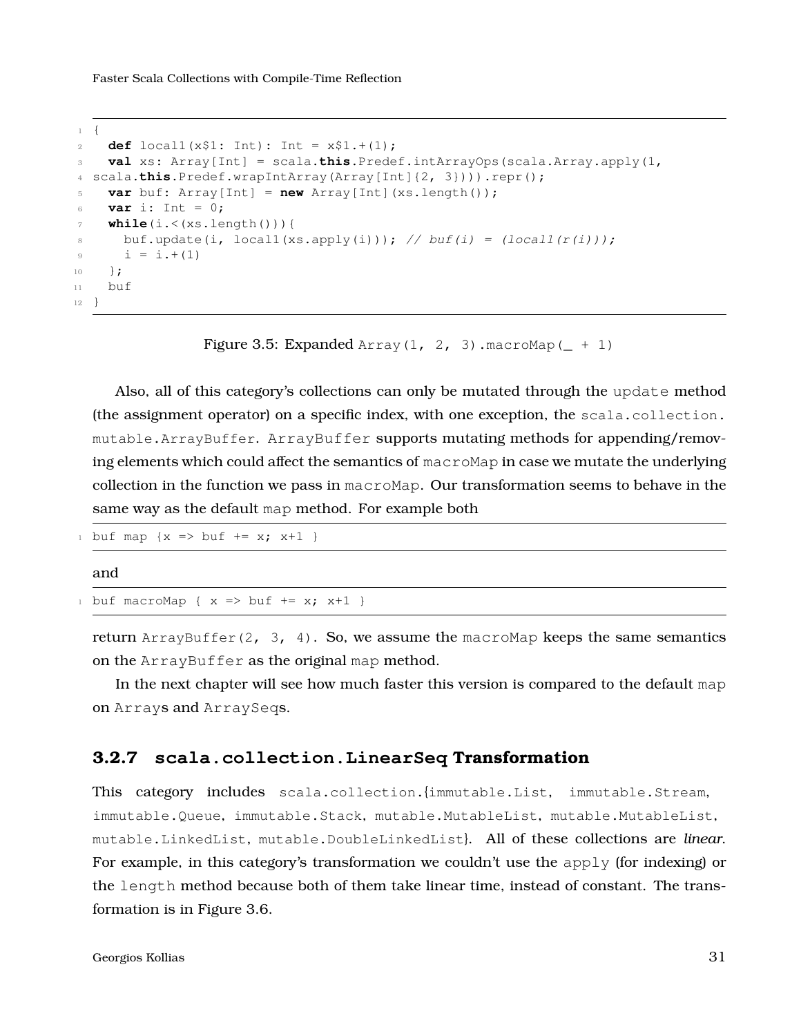```
{
  def local1(x$1: Int): Int = x$1.+(1);
  val xs: Array[Int] = scala.this.Predef.intArrayOps(scala.Array.apply(1,
scala.this.Predef.wrapIntArray(Array[Int]{2, 3}))).repr();
  var buf: Array[Int] = new Array[Int](xs.length());
  var i: Int = 0;
  while(i.<(xs.length())){
    buf.update(i, local1(xs.apply(i))); // buf(i) = (local1(r(i)));
    i = i.+(1)
  };
  buf
}
```

Figure 3.5: Expanded `Array(1, 2, 3).macroMap(_ + 1)`

Also, all of this category's collections can only be mutated through the `update` method (the assignment operator) on a specific index, with one exception, the `scala.collection.mutable.ArrayBuffer`. `ArrayBuffer` supports mutating methods for appending/removing elements which could affect the semantics of `macroMap` in case we mutate the underlying collection in the function we pass in `macroMap`. Our transformation seems to behave in the same way as the default `map` method. For example both

```
buf map {x => buf += x; x+1 }
```

and

```
buf macroMap { x => buf += x; x+1 }
```

return `ArrayBuffer(2, 3, 4)`. So, we assume the `macroMap` keeps the same semantics on the `ArrayBuffer` as the original `map` method.

In the next chapter will see how much faster this version is compared to the default `map` on `Array`s and `ArraySeq`s.

### 3.2.7 `scala.collection.LinearSeq` Transformation

This category includes `scala.collection.`{`immutable.List`, `immutable.Stream`, `immutable.Queue`, `immutable.Stack`, `mutable.MutableList`, `mutable.MutableList`, `mutable.LinkedList`, `mutable.DoubleLinkedList`}. All of these collections are *linear*. For example, in this category's transformation we couldn't use the `apply` (for indexing) or the `length` method because both of them take linear time, instead of constant. The transformation is in Figure 3.6.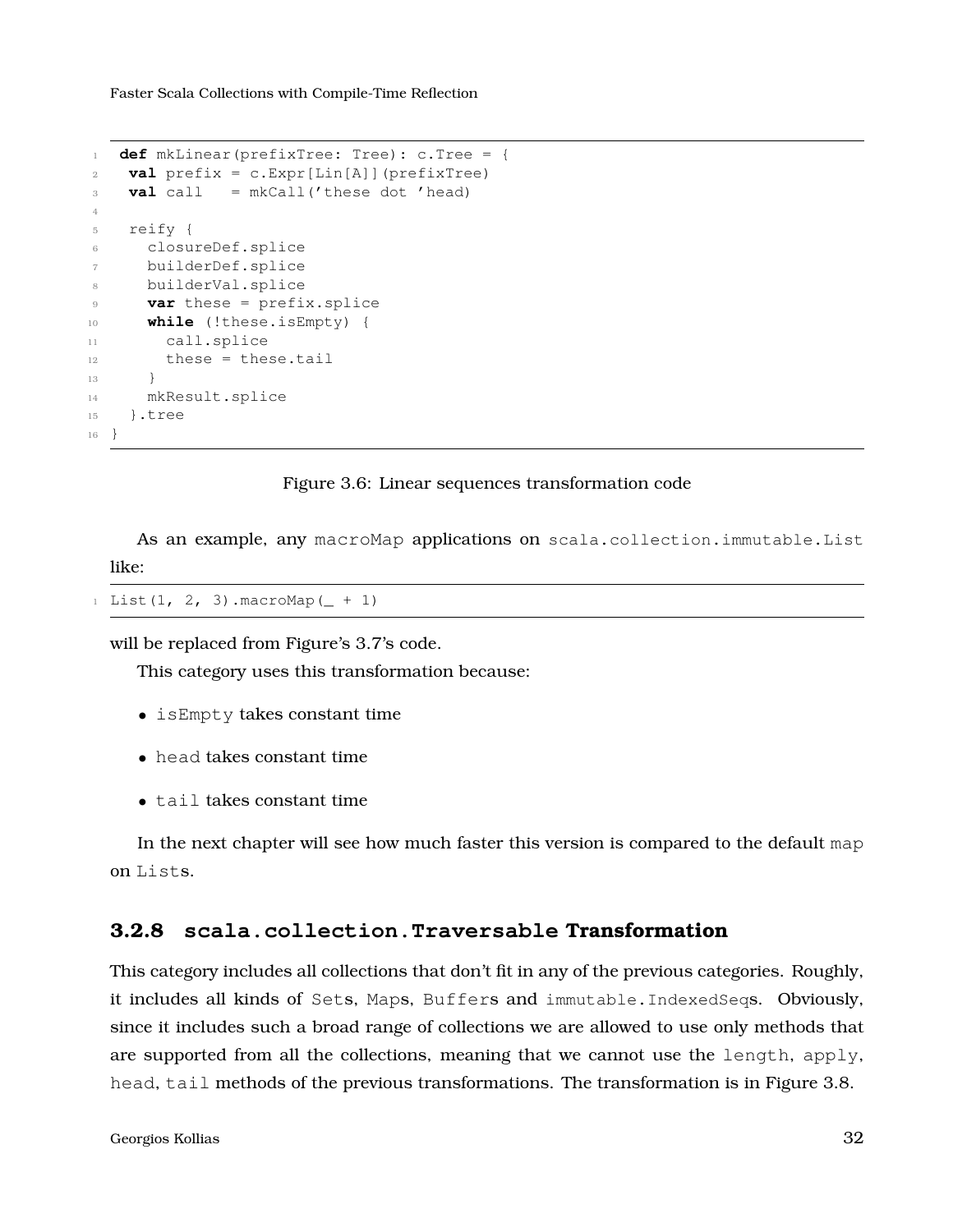```
def mkLinear(prefixTree: Tree): c.Tree = {
 val prefix = c.Expr[Lin[A]](prefixTree)
 val call   = mkCall('these dot 'head)

 reify {
   closureDef.splice
   builderDef.splice
   builderVal.splice
   var these = prefix.splice
   while (!these.isEmpty) {
     call.splice
     these = these.tail
   }
   mkResult.splice
 }.tree
}
```

Figure 3.6: Linear sequences transformation code

As an example, any `macroMap` applications on `scala.collection.immutable.List` like:

```
List(1, 2, 3).macroMap(_ + 1)
```

will be replaced from Figure's 3.7's code.

This category uses this transformation because:

- `isEmpty` takes constant time
- `head` takes constant time
- `tail` takes constant time

In the next chapter will see how much faster this version is compared to the default `map` on `List`s.

### 3.2.8 `scala.collection.Traversable` Transformation

This category includes all collections that don't fit in any of the previous categories. Roughly, it includes all kinds of `Set`s, `Map`s, `Buffer`s and `immutable.IndexedSeq`s. Obviously, since it includes such a broad range of collections we are allowed to use only methods that are supported from all the collections, meaning that we cannot use the `length`, `apply`, `head`, `tail` methods of the previous transformations. The transformation is in Figure 3.8.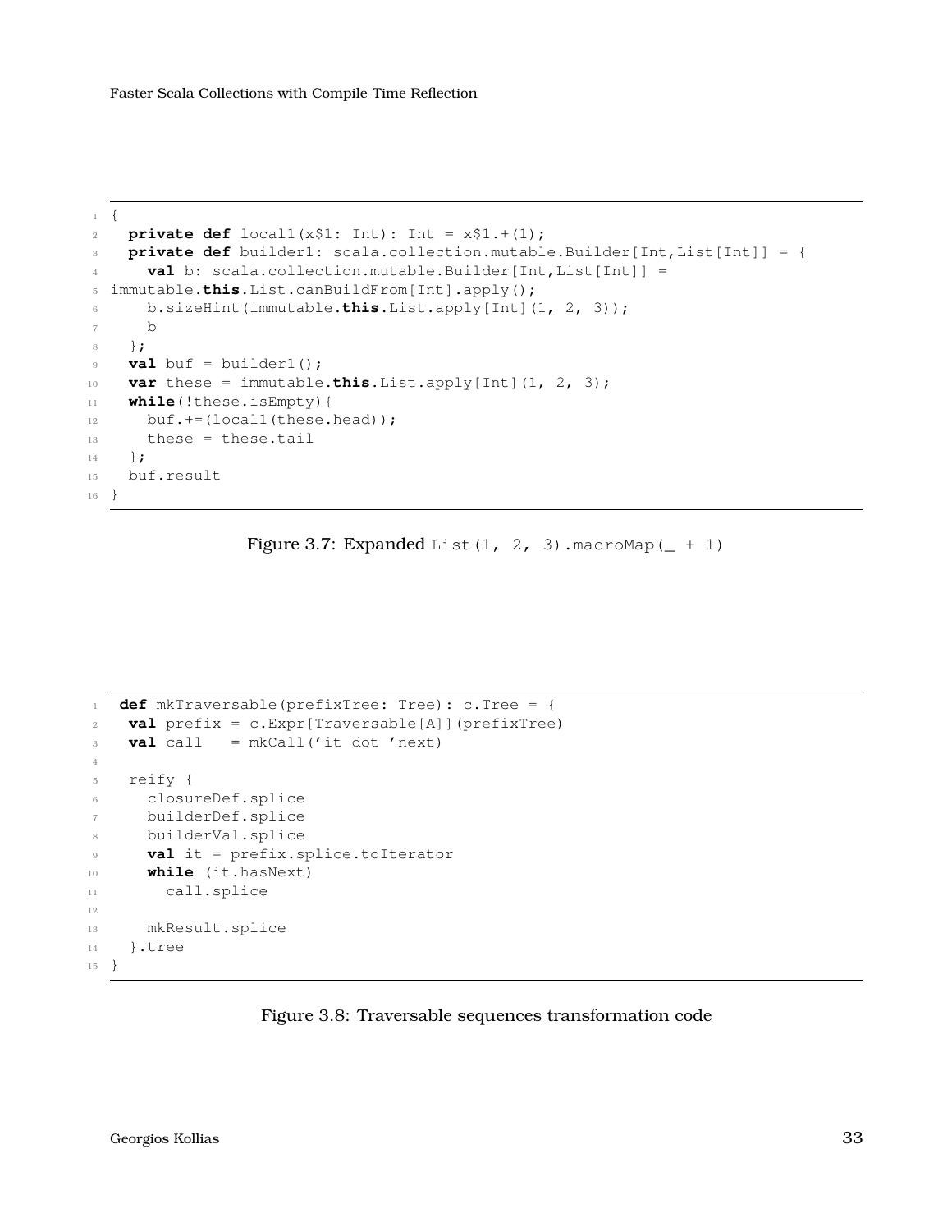```scala
{
  private def local1(x$1: Int): Int = x$1.+(1);
  private def builder1: scala.collection.mutable.Builder[Int,List[Int]] = {
    val b: scala.collection.mutable.Builder[Int,List[Int]] =
immutable.this.List.canBuildFrom[Int].apply();
    b.sizeHint(immutable.this.List.apply[Int](1, 2, 3));
    b
  };
  val buf = builder1();
  var these = immutable.this.List.apply[Int](1, 2, 3);
  while(!these.isEmpty){
    buf.+=(local1(these.head));
    these = these.tail
  };
  buf.result
}
```

Figure 3.7: Expanded `List(1, 2, 3).macroMap(_ + 1)`

```scala
 def mkTraversable(prefixTree: Tree): c.Tree = {
  val prefix = c.Expr[Traversable[A]](prefixTree)
  val call   = mkCall('it dot 'next)

  reify {
    closureDef.splice
    builderDef.splice
    builderVal.splice
    val it = prefix.splice.toIterator
    while (it.hasNext)
      call.splice

    mkResult.splice
  }.tree
}
```

Figure 3.8: Traversable sequences transformation code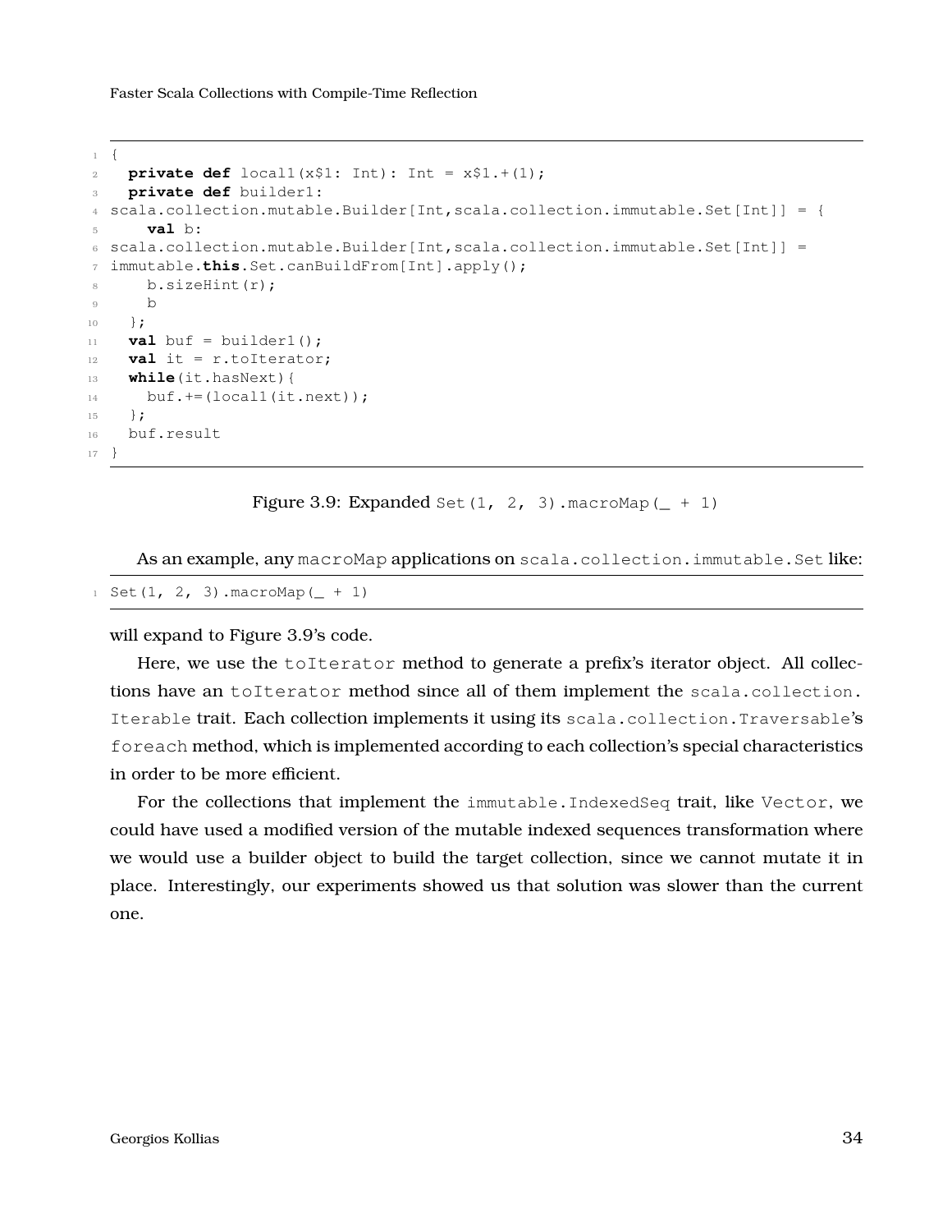```
{
  private def local1(x$1: Int): Int = x$1.+(1);
  private def builder1:
scala.collection.mutable.Builder[Int,scala.collection.immutable.Set[Int]] = {
    val b:
scala.collection.mutable.Builder[Int,scala.collection.immutable.Set[Int]] =
immutable.this.Set.canBuildFrom[Int].apply();
    b.sizeHint(r);
    b
  };
  val buf = builder1();
  val it = r.toIterator;
  while(it.hasNext){
    buf.+=(local1(it.next));
  };
  buf.result
}
```

Figure 3.9: Expanded `Set(1, 2, 3).macroMap(_ + 1)`

As an example, any `macroMap` applications on `scala.collection.immutable.Set` like:

```
Set(1, 2, 3).macroMap(_ + 1)
```

will expand to Figure 3.9's code.

Here, we use the `toIterator` method to generate a prefix's iterator object. All collections have an `toIterator` method since all of them implement the `scala.collection.Iterable` trait. Each collection implements it using its `scala.collection.Traversable`'s `foreach` method, which is implemented according to each collection's special characteristics in order to be more efficient.

For the collections that implement the `immutable.IndexedSeq` trait, like `Vector`, we could have used a modified version of the mutable indexed sequences transformation where we would use a builder object to build the target collection, since we cannot mutate it in place. Interestingly, our experiments showed us that solution was slower than the current one.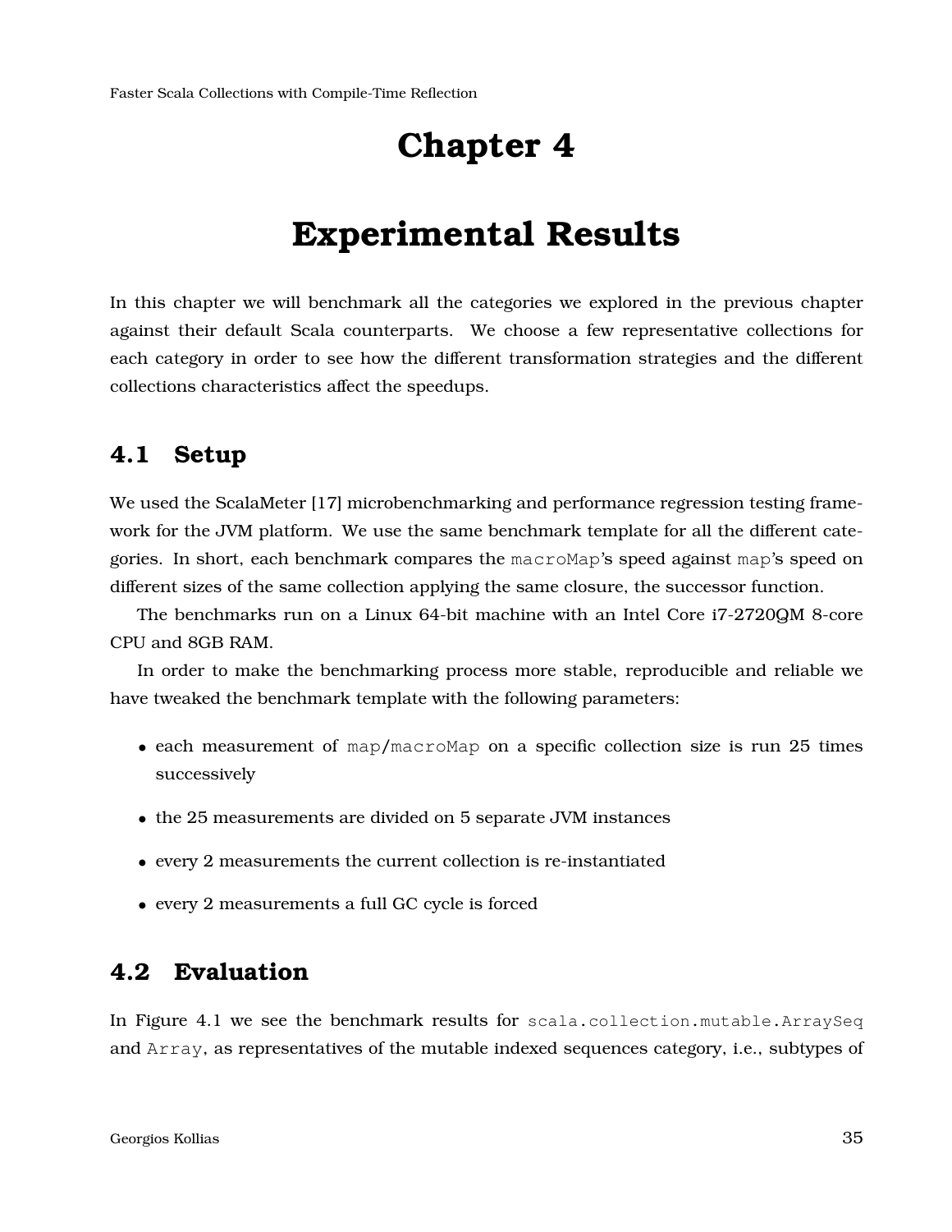# Chapter 4

# Experimental Results

In this chapter we will benchmark all the categories we explored in the previous chapter against their default Scala counterparts. We choose a few representative collections for each category in order to see how the different transformation strategies and the different collections characteristics affect the speedups.

## 4.1 Setup

We used the ScalaMeter [17] microbenchmarking and performance regression testing framework for the JVM platform. We use the same benchmark template for all the different categories. In short, each benchmark compares the `macroMap`'s speed against `map`'s speed on different sizes of the same collection applying the same closure, the successor function.

The benchmarks run on a Linux 64-bit machine with an Intel Core i7-2720QM 8-core CPU and 8GB RAM.

In order to make the benchmarking process more stable, reproducible and reliable we have tweaked the benchmark template with the following parameters:

- each measurement of `map`/`macroMap` on a specific collection size is run 25 times successively
- the 25 measurements are divided on 5 separate JVM instances
- every 2 measurements the current collection is re-instantiated
- every 2 measurements a full GC cycle is forced

## 4.2 Evaluation

In Figure 4.1 we see the benchmark results for `scala.collection.mutable.ArraySeq` and `Array`, as representatives of the mutable indexed sequences category, i.e., subtypes of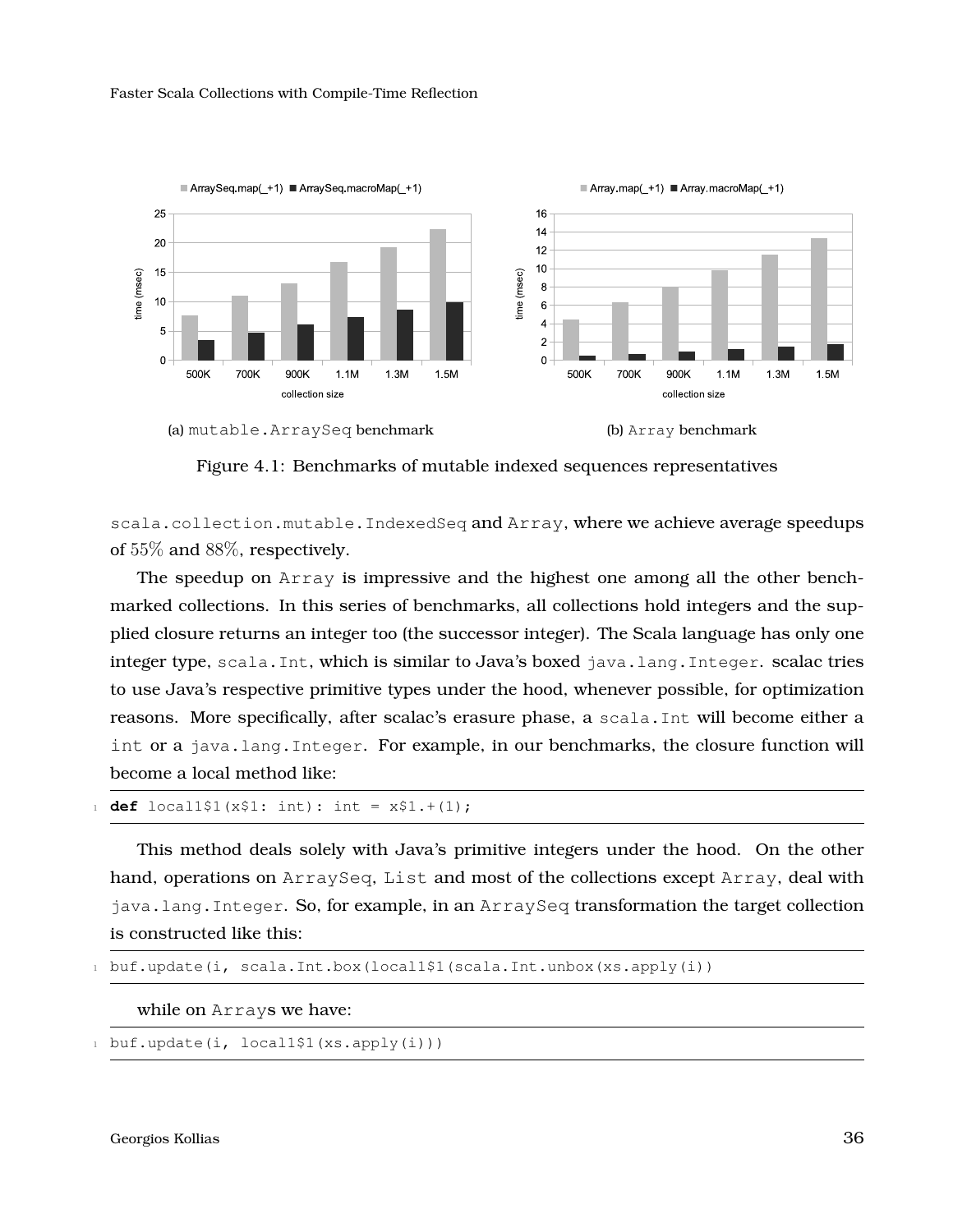(a) `mutable.ArraySeq` benchmark

(b) `Array` benchmark

Figure 4.1: Benchmarks of mutable indexed sequences representatives

`scala.collection.mutable.IndexedSeq` and `Array`, where we achieve average speedups of 55% and 88%, respectively.

The speedup on `Array` is impressive and the highest one among all the other benchmarked collections. In this series of benchmarks, all collections hold integers and the supplied closure returns an integer too (the successor integer). The Scala language has only one integer type, `scala.Int`, which is similar to Java's boxed `java.lang.Integer`. scalac tries to use Java's respective primitive types under the hood, whenever possible, for optimization reasons. More specifically, after scalac's erasure phase, a `scala.Int` will become either a `int` or a `java.lang.Integer`. For example, in our benchmarks, the closure function will become a local method like:

```
def local1$1(x$1: int): int = x$1.+(1);
```

This method deals solely with Java's primitive integers under the hood. On the other hand, operations on `ArraySeq`, `List` and most of the collections except `Array`, deal with `java.lang.Integer`. So, for example, in an `ArraySeq` transformation the target collection is constructed like this:

```
buf.update(i, scala.Int.box(local1$1(scala.Int.unbox(xs.apply(i))
```

while on `Array`s we have:

```
buf.update(i, local1$1(xs.apply(i)))
```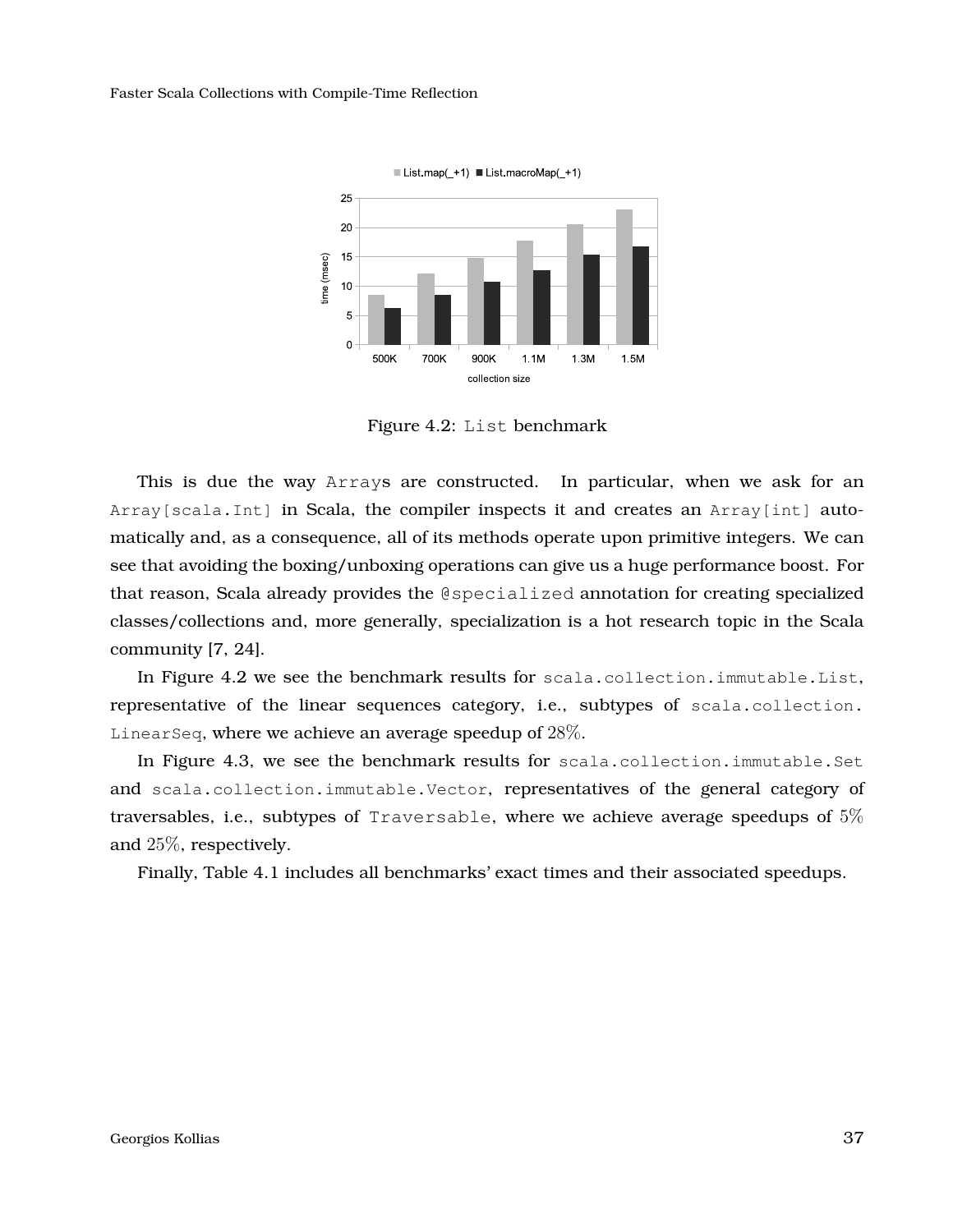Figure 4.2: `List` benchmark

This is due the way `Array`s are constructed. In particular, when we ask for an `Array[scala.Int]` in Scala, the compiler inspects it and creates an `Array[int]` automatically and, as a consequence, all of its methods operate upon primitive integers. We can see that avoiding the boxing/unboxing operations can give us a huge performance boost. For that reason, Scala already provides the `@specialized` annotation for creating specialized classes/collections and, more generally, specialization is a hot research topic in the Scala community [7, 24].

In Figure 4.2 we see the benchmark results for `scala.collection.immutable.List`, representative of the linear sequences category, i.e., subtypes of `scala.collection.LinearSeq`, where we achieve an average speedup of $28\%$.

In Figure 4.3, we see the benchmark results for `scala.collection.immutable.Set` and `scala.collection.immutable.Vector`, representatives of the general category of traversables, i.e., subtypes of `Traversable`, where we achieve average speedups of $5\%$ and $25\%$, respectively.

Finally, Table 4.1 includes all benchmarks' exact times and their associated speedups.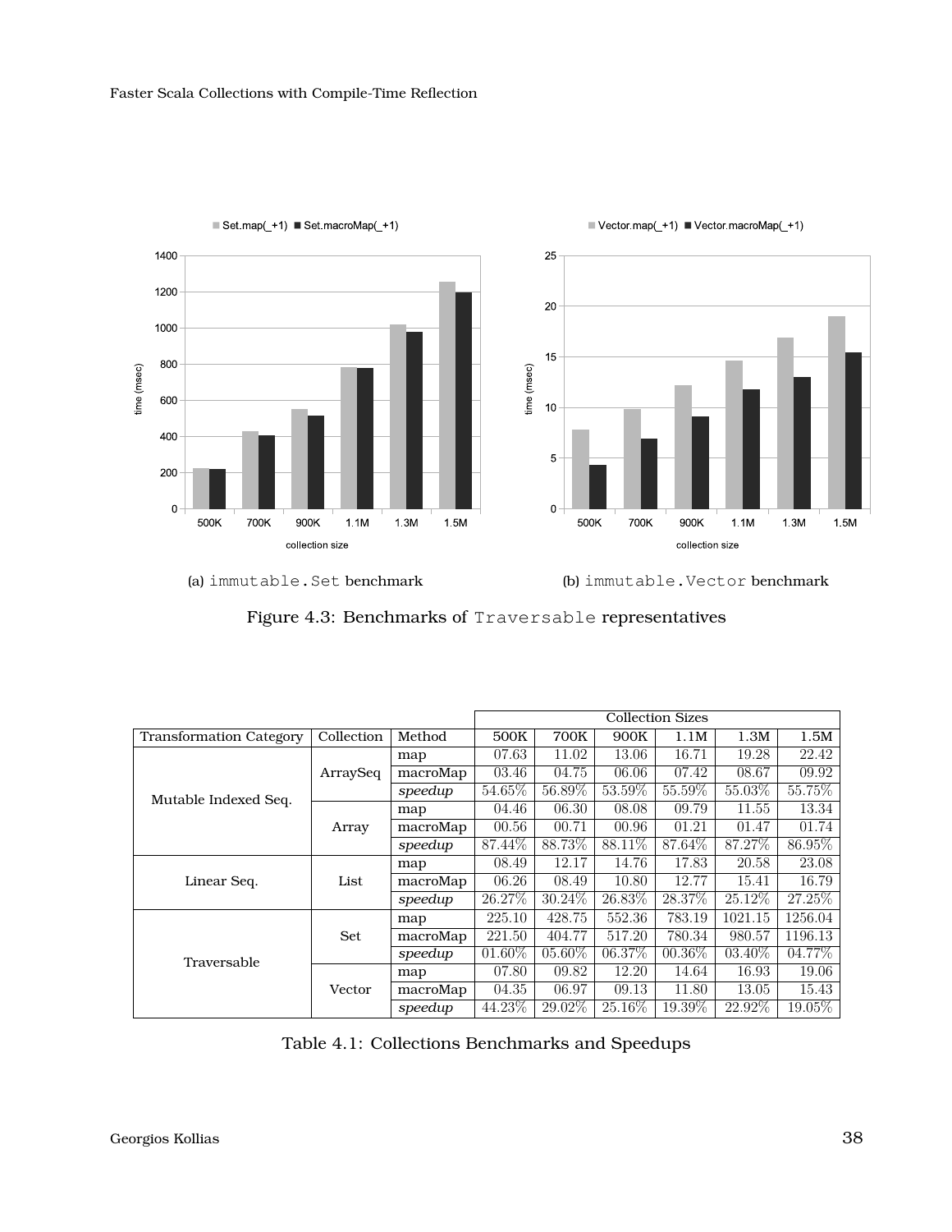(a) immutable.Set benchmark

(b) immutable.Vector benchmark

Figure 4.3: Benchmarks of Traversable representatives

| Transformation Category | Collection | Method | Collection Sizes 500K | 700K | 900K | 1.1M | 1.3M | 1.5M |
|---|---|---|---|---|---|---|---|---|
| Mutable Indexed Seq. | ArraySeq | map | 07.63 | 11.02 | 13.06 | 16.71 | 19.28 | 22.42 |
| | | macroMap | 03.46 | 04.75 | 06.06 | 07.42 | 08.67 | 09.92 |
| | | *speedup* | 54.65% | 56.89% | 53.59% | 55.59% | 55.03% | 55.75% |
| | Array | map | 04.46 | 06.30 | 08.08 | 09.79 | 11.55 | 13.34 |
| | | macroMap | 00.56 | 00.71 | 00.96 | 01.21 | 01.47 | 01.74 |
| | | *speedup* | 87.44% | 88.73% | 88.11% | 87.64% | 87.27% | 86.95% |
| Linear Seq. | List | map | 08.49 | 12.17 | 14.76 | 17.83 | 20.58 | 23.08 |
| | | macroMap | 06.26 | 08.49 | 10.80 | 12.77 | 15.41 | 16.79 |
| | | *speedup* | 26.27% | 30.24% | 26.83% | 28.37% | 25.12% | 27.25% |
| Traversable | Set | map | 225.10 | 428.75 | 552.36 | 783.19 | 1021.15 | 1256.04 |
| | | macroMap | 221.50 | 404.77 | 517.20 | 780.34 | 980.57 | 1196.13 |
| | | *speedup* | 01.60% | 05.60% | 06.37% | 00.36% | 03.40% | 04.77% |
| | Vector | map | 07.80 | 09.82 | 12.20 | 14.64 | 16.93 | 19.06 |
| | | macroMap | 04.35 | 06.97 | 09.13 | 11.80 | 13.05 | 15.43 |
| | | *speedup* | 44.23% | 29.02% | 25.16% | 19.39% | 22.92% | 19.05% |

Table 4.1: Collections Benchmarks and Speedups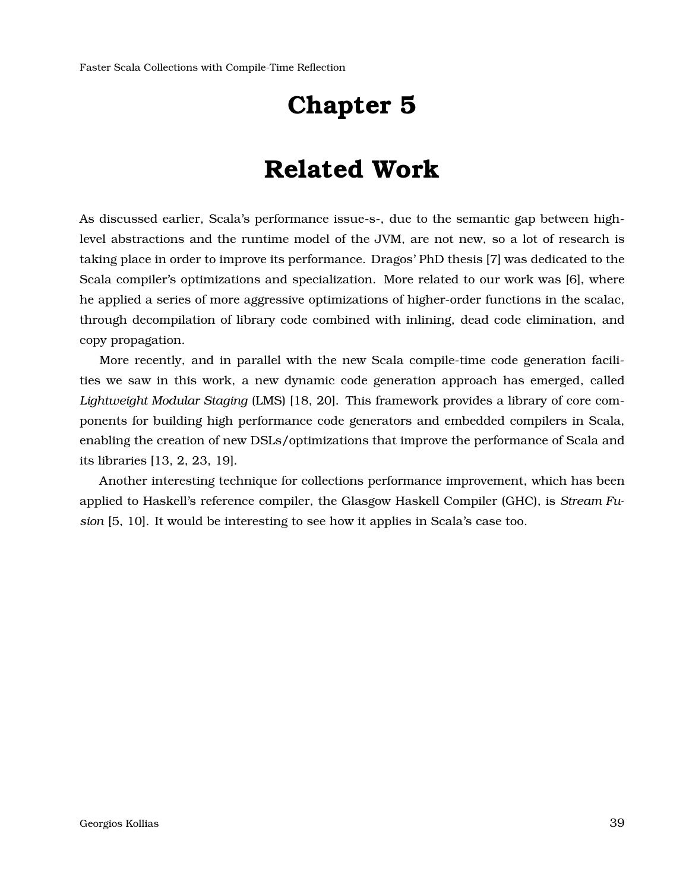# Chapter 5

# Related Work

As discussed earlier, Scala's performance issue-s-, due to the semantic gap between high-level abstractions and the runtime model of the JVM, are not new, so a lot of research is taking place in order to improve its performance. Dragos' PhD thesis [7] was dedicated to the Scala compiler's optimizations and specialization. More related to our work was [6], where he applied a series of more aggressive optimizations of higher-order functions in the scalac, through decompilation of library code combined with inlining, dead code elimination, and copy propagation.

More recently, and in parallel with the new Scala compile-time code generation facilities we saw in this work, a new dynamic code generation approach has emerged, called *Lightweight Modular Staging* (LMS) [18, 20]. This framework provides a library of core components for building high performance code generators and embedded compilers in Scala, enabling the creation of new DSLs/optimizations that improve the performance of Scala and its libraries [13, 2, 23, 19].

Another interesting technique for collections performance improvement, which has been applied to Haskell's reference compiler, the Glasgow Haskell Compiler (GHC), is *Stream Fusion* [5, 10]. It would be interesting to see how it applies in Scala's case too.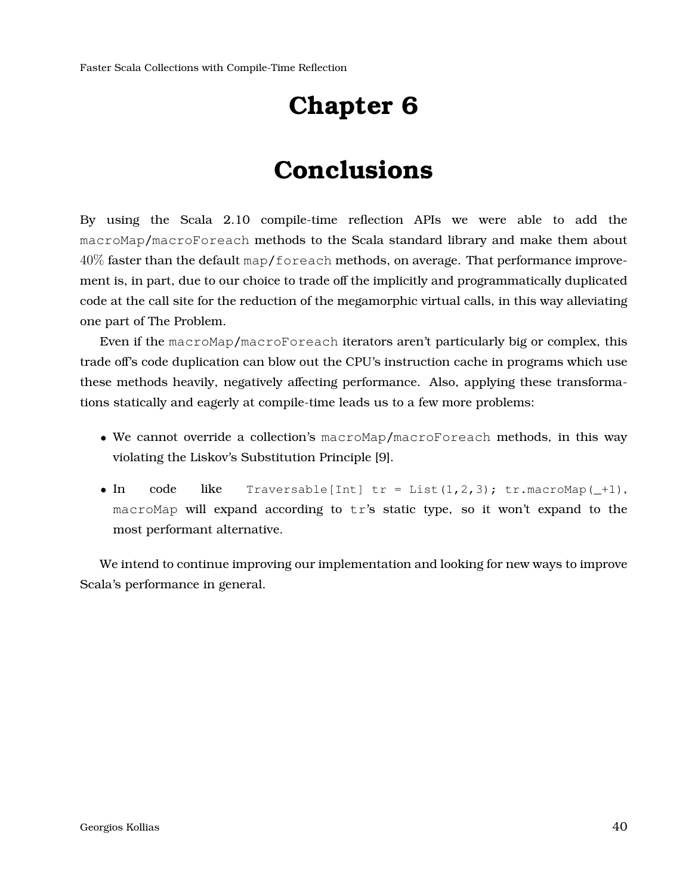# Chapter 6

# Conclusions

By using the Scala 2.10 compile-time reflection APIs we were able to add the `macroMap`/`macroForeach` methods to the Scala standard library and make them about $40\%$ faster than the default `map`/`foreach` methods, on average. That performance improvement is, in part, due to our choice to trade off the implicitly and programmatically duplicated code at the call site for the reduction of the megamorphic virtual calls, in this way alleviating one part of The Problem.

Even if the `macroMap`/`macroForeach` iterators aren't particularly big or complex, this trade off's code duplication can blow out the CPU's instruction cache in programs which use these methods heavily, negatively affecting performance. Also, applying these transformations statically and eagerly at compile-time leads us to a few more problems:

- We cannot override a collection's `macroMap`/`macroForeach` methods, in this way violating the Liskov's Substitution Principle [9].
- In code like `Traversable[Int] tr = List(1,2,3); tr.macroMap(_+1)`, `macroMap` will expand according to `tr`'s static type, so it won't expand to the most performant alternative.

We intend to continue improving our implementation and looking for new ways to improve Scala's performance in general.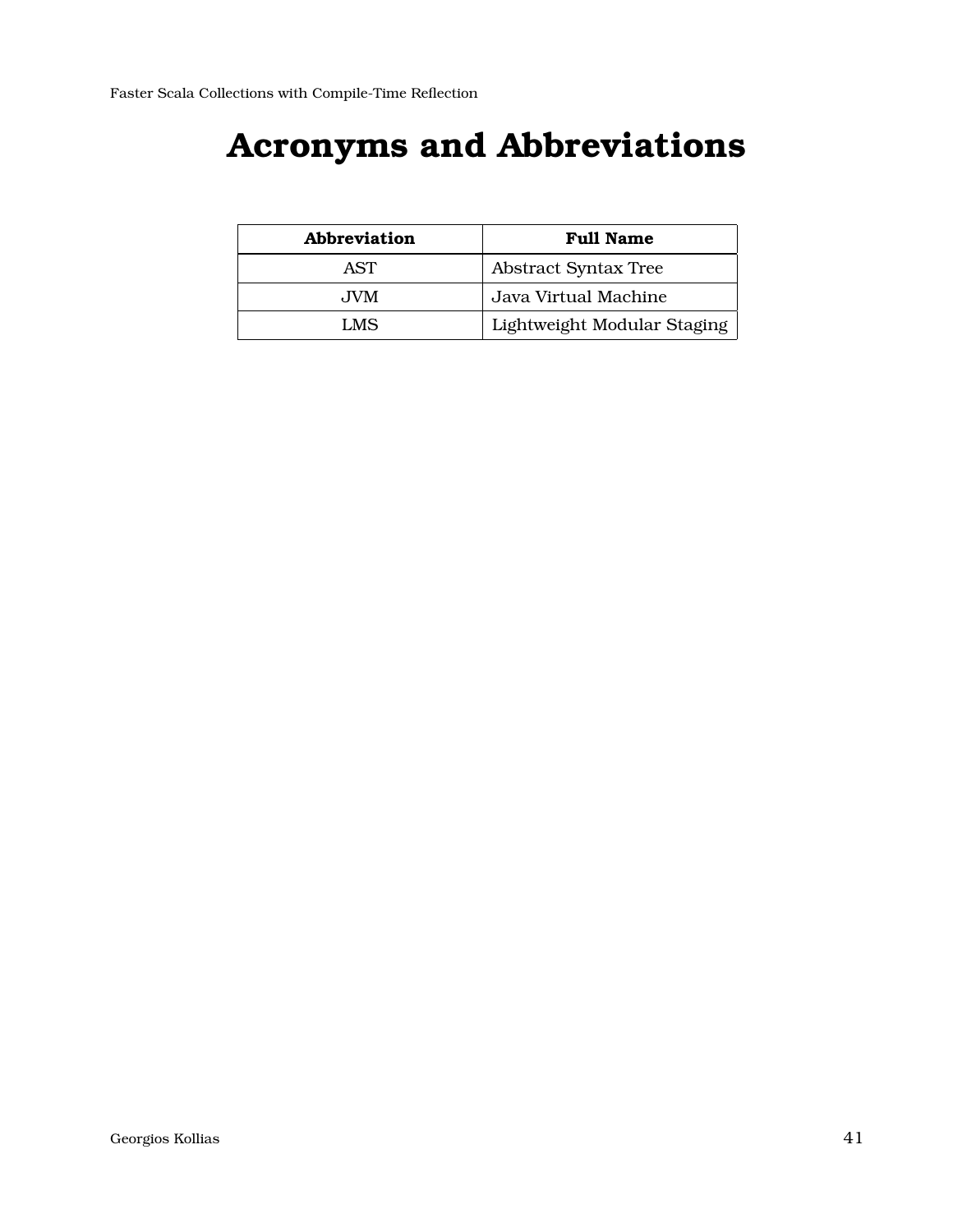# Acronyms and Abbreviations

| Abbreviation | Full Name |
| --- | --- |
| AST | Abstract Syntax Tree |
| JVM | Java Virtual Machine |
| LMS | Lightweight Modular Staging |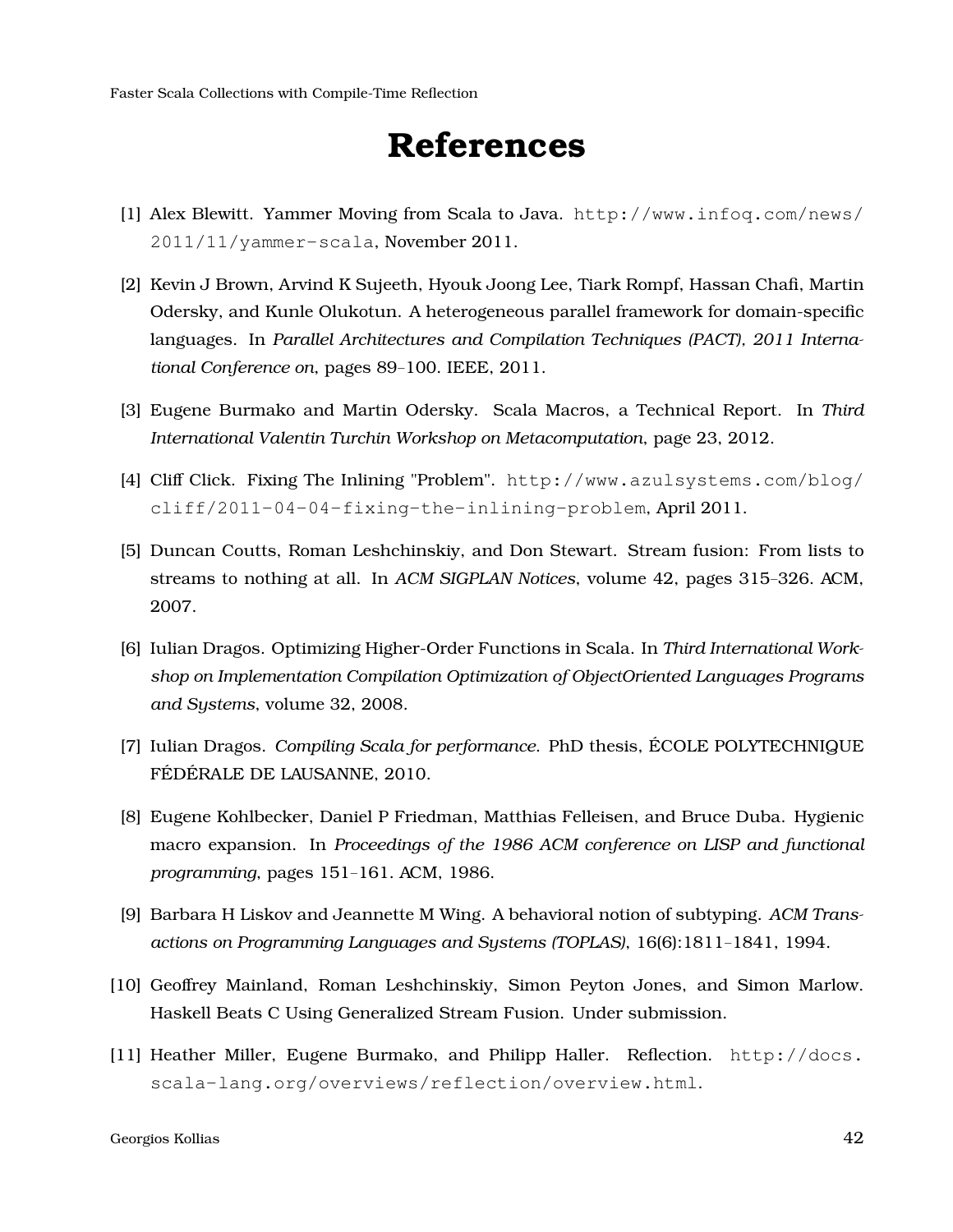# References

[1] Alex Blewitt. Yammer Moving from Scala to Java. http://www.infoq.com/news/2011/11/yammer-scala, November 2011.

[2] Kevin J Brown, Arvind K Sujeeth, Hyouk Joong Lee, Tiark Rompf, Hassan Chafi, Martin Odersky, and Kunle Olukotun. A heterogeneous parallel framework for domain-specific languages. In *Parallel Architectures and Compilation Techniques (PACT), 2011 International Conference on*, pages 89–100. IEEE, 2011.

[3] Eugene Burmako and Martin Odersky. Scala Macros, a Technical Report. In *Third International Valentin Turchin Workshop on Metacomputation*, page 23, 2012.

[4] Cliff Click. Fixing The Inlining "Problem". http://www.azulsystems.com/blog/cliff/2011-04-04-fixing-the-inlining-problem, April 2011.

[5] Duncan Coutts, Roman Leshchinskiy, and Don Stewart. Stream fusion: From lists to streams to nothing at all. In *ACM SIGPLAN Notices*, volume 42, pages 315–326. ACM, 2007.

[6] Iulian Dragos. Optimizing Higher-Order Functions in Scala. In *Third International Workshop on Implementation Compilation Optimization of ObjectOriented Languages Programs and Systems*, volume 32, 2008.

[7] Iulian Dragos. *Compiling Scala for performance.* PhD thesis, ÉCOLE POLYTECHNIQUE FÉDÉRALE DE LAUSANNE, 2010.

[8] Eugene Kohlbecker, Daniel P Friedman, Matthias Felleisen, and Bruce Duba. Hygienic macro expansion. In *Proceedings of the 1986 ACM conference on LISP and functional programming*, pages 151–161. ACM, 1986.

[9] Barbara H Liskov and Jeannette M Wing. A behavioral notion of subtyping. *ACM Transactions on Programming Languages and Systems (TOPLAS)*, 16(6):1811–1841, 1994.

[10] Geoffrey Mainland, Roman Leshchinskiy, Simon Peyton Jones, and Simon Marlow. Haskell Beats C Using Generalized Stream Fusion. Under submission.

[11] Heather Miller, Eugene Burmako, and Philipp Haller. Reflection. http://docs.scala-lang.org/overviews/reflection/overview.html.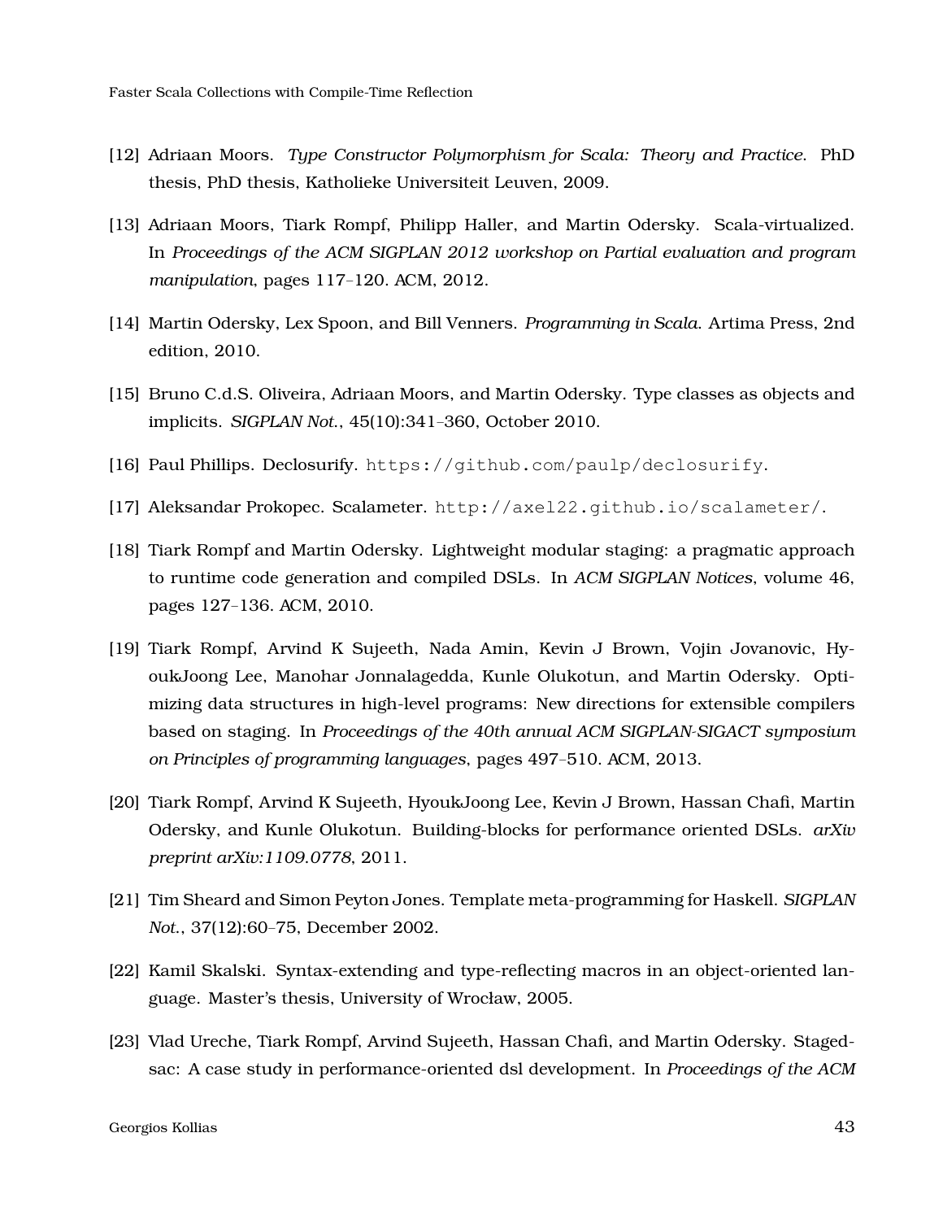[12] Adriaan Moors. *Type Constructor Polymorphism for Scala: Theory and Practice*. PhD thesis, PhD thesis, Katholieke Universiteit Leuven, 2009.

[13] Adriaan Moors, Tiark Rompf, Philipp Haller, and Martin Odersky. Scala-virtualized. In *Proceedings of the ACM SIGPLAN 2012 workshop on Partial evaluation and program manipulation*, pages 117–120. ACM, 2012.

[14] Martin Odersky, Lex Spoon, and Bill Venners. *Programming in Scala*. Artima Press, 2nd edition, 2010.

[15] Bruno C.d.S. Oliveira, Adriaan Moors, and Martin Odersky. Type classes as objects and implicits. *SIGPLAN Not.*, 45(10):341–360, October 2010.

[16] Paul Phillips. Declosurify. `https://github.com/paulp/declosurify`.

[17] Aleksandar Prokopec. Scalameter. `http://axel22.github.io/scalameter/`.

[18] Tiark Rompf and Martin Odersky. Lightweight modular staging: a pragmatic approach to runtime code generation and compiled DSLs. In *ACM SIGPLAN Notices*, volume 46, pages 127–136. ACM, 2010.

[19] Tiark Rompf, Arvind K Sujeeth, Nada Amin, Kevin J Brown, Vojin Jovanovic, HyoukJoong Lee, Manohar Jonnalagedda, Kunle Olukotun, and Martin Odersky. Optimizing data structures in high-level programs: New directions for extensible compilers based on staging. In *Proceedings of the 40th annual ACM SIGPLAN-SIGACT symposium on Principles of programming languages*, pages 497–510. ACM, 2013.

[20] Tiark Rompf, Arvind K Sujeeth, HyoukJoong Lee, Kevin J Brown, Hassan Chafi, Martin Odersky, and Kunle Olukotun. Building-blocks for performance oriented DSLs. *arXiv preprint arXiv:1109.0778*, 2011.

[21] Tim Sheard and Simon Peyton Jones. Template meta-programming for Haskell. *SIGPLAN Not.*, 37(12):60–75, December 2002.

[22] Kamil Skalski. Syntax-extending and type-reflecting macros in an object-oriented language. Master's thesis, University of Wrocław, 2005.

[23] Vlad Ureche, Tiark Rompf, Arvind Sujeeth, Hassan Chafi, and Martin Odersky. Stagedsac: A case study in performance-oriented dsl development. In *Proceedings of the ACM*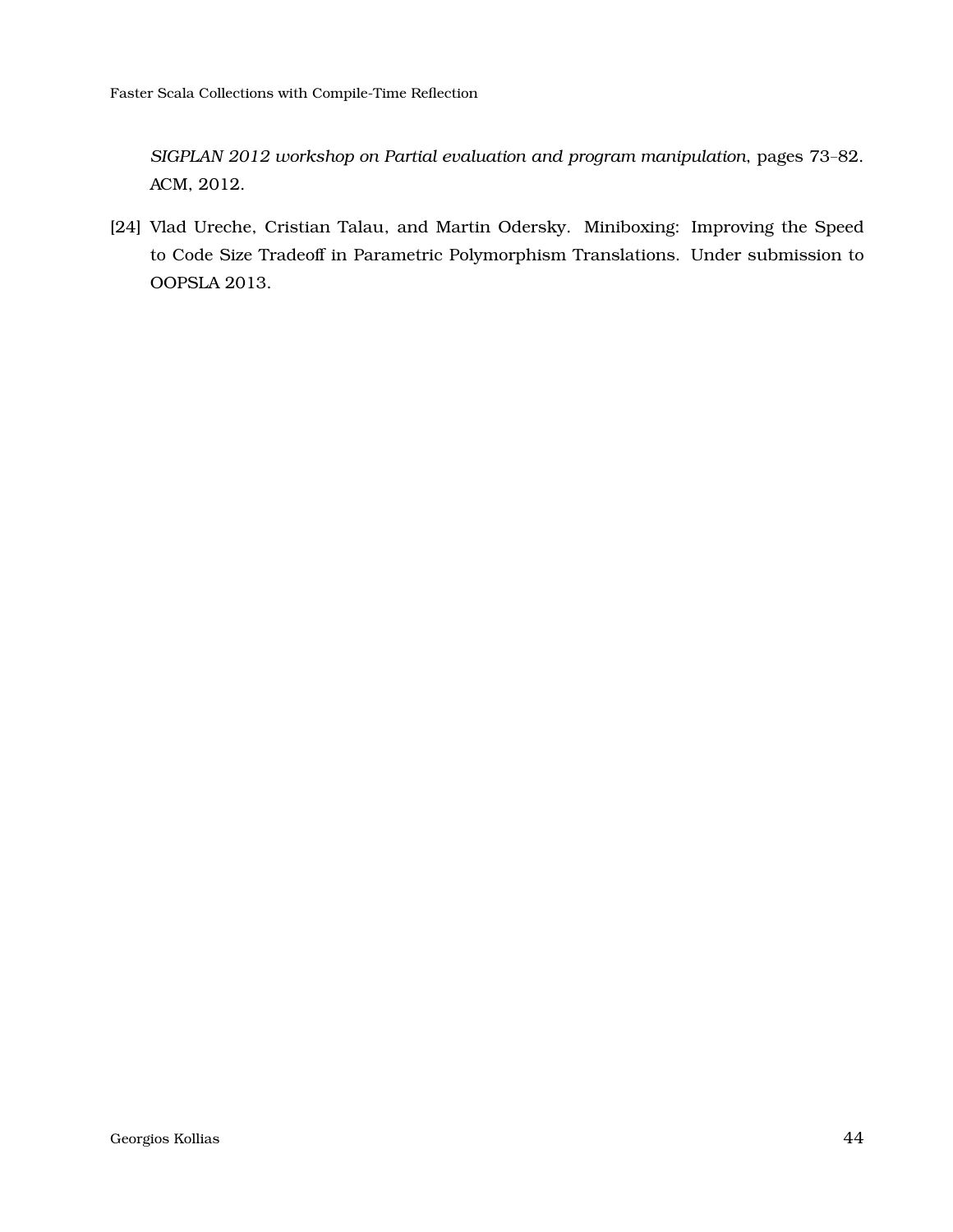*SIGPLAN 2012 workshop on Partial evaluation and program manipulation*, pages 73–82. ACM, 2012.

[24] Vlad Ureche, Cristian Talau, and Martin Odersky. Miniboxing: Improving the Speed to Code Size Tradeoff in Parametric Polymorphism Translations. Under submission to OOPSLA 2013.